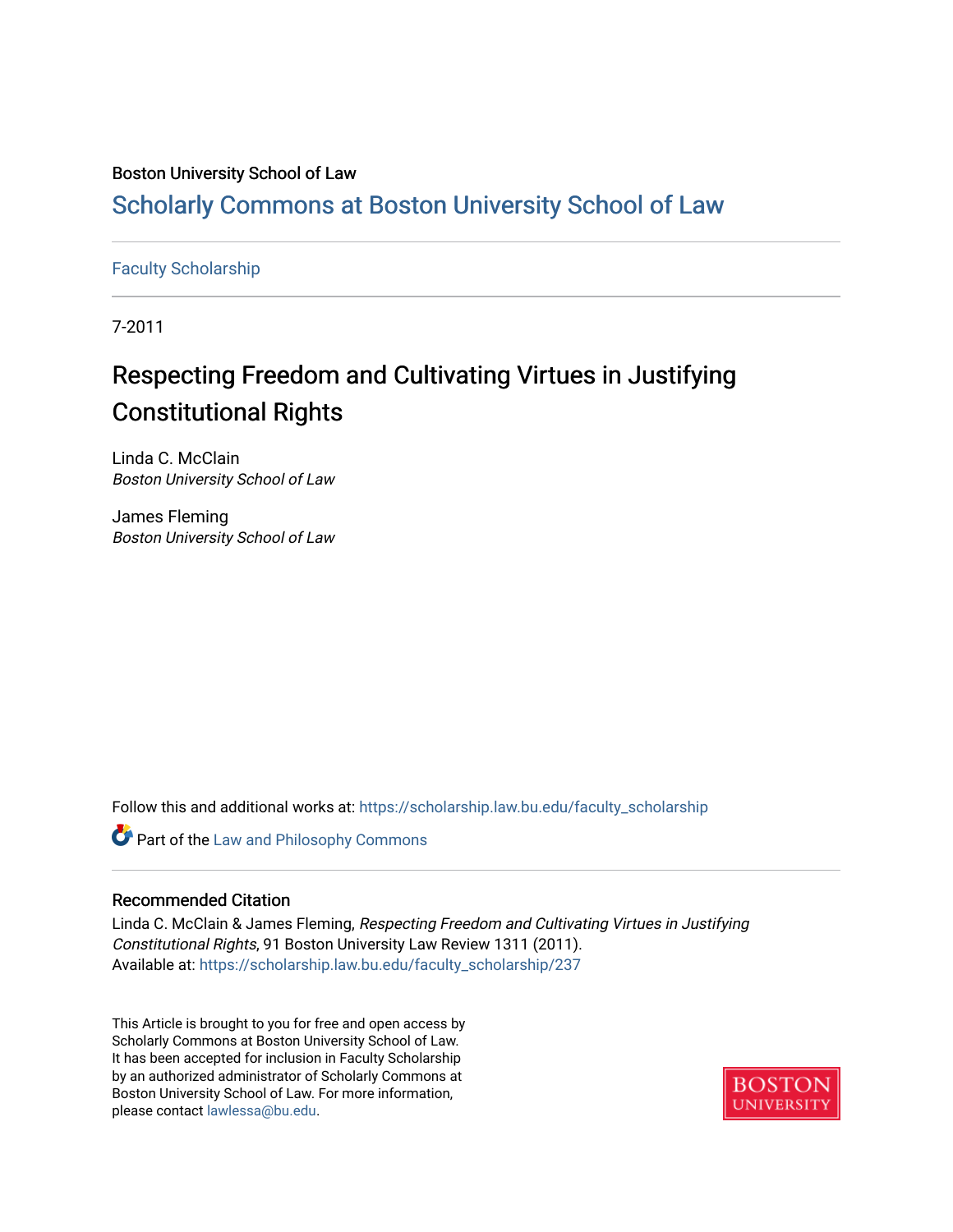Boston University School of Law

# Scholarly Commons at Boston University School of Law

Faculty Scholarship

7-2011

## Respecting Freedom and Cultivating Virtues in Justifying Constitutional Rights

Linda C. McClain
*Boston University School of Law*

James Fleming
*Boston University School of Law*

Follow this and additional works at: https://scholarship.law.bu.edu/faculty_scholarship

Part of the Law and Philosophy Commons

### Recommended Citation

Linda C. McClain & James Fleming, *Respecting Freedom and Cultivating Virtues in Justifying Constitutional Rights*, 91 Boston University Law Review 1311 (2011).
Available at: https://scholarship.law.bu.edu/faculty_scholarship/237

This Article is brought to you for free and open access by Scholarly Commons at Boston University School of Law. It has been accepted for inclusion in Faculty Scholarship by an authorized administrator of Scholarly Commons at Boston University School of Law. For more information, please contact lawlessa@bu.edu.

BOSTON UNIVERSITY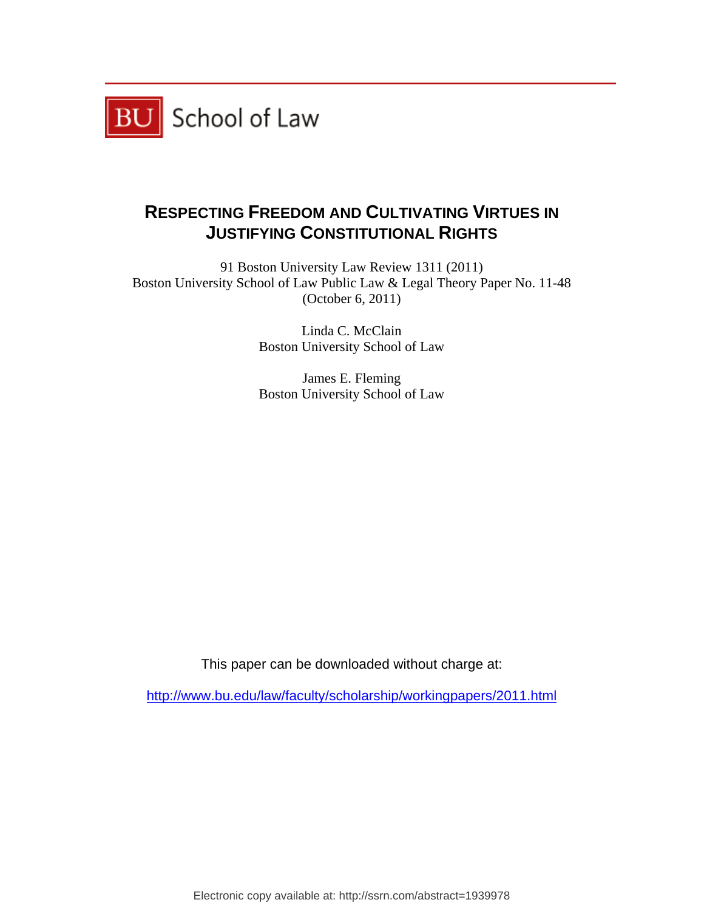BU School of Law

# RESPECTING FREEDOM AND CULTIVATING VIRTUES IN JUSTIFYING CONSTITUTIONAL RIGHTS

91 Boston University Law Review 1311 (2011)
Boston University School of Law Public Law & Legal Theory Paper No. 11-48
(October 6, 2011)

Linda C. McClain
Boston University School of Law

James E. Fleming
Boston University School of Law

This paper can be downloaded without charge at:

http://www.bu.edu/law/faculty/scholarship/workingpapers/2011.html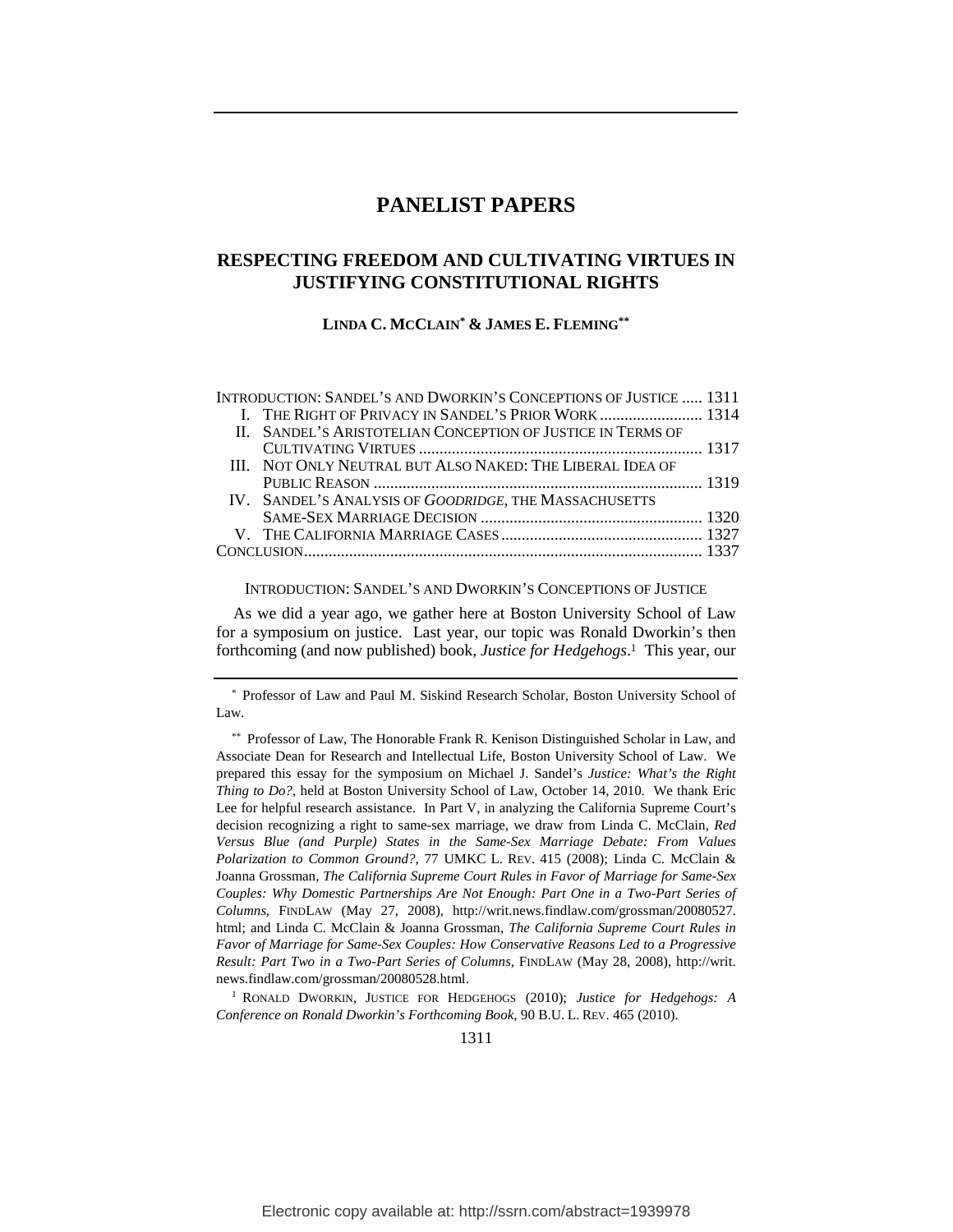# PANELIST PAPERS

## RESPECTING FREEDOM AND CULTIVATING VIRTUES IN JUSTIFYING CONSTITUTIONAL RIGHTS

LINDA C. MCCLAIN[*] & JAMES E. FLEMING[**]

INTRODUCTION: SANDEL'S AND DWORKIN'S CONCEPTIONS OF JUSTICE ..... 1311
- I. THE RIGHT OF PRIVACY IN SANDEL'S PRIOR WORK ......................... 1314
- II. SANDEL'S ARISTOTELIAN CONCEPTION OF JUSTICE IN TERMS OF CULTIVATING VIRTUES .................................................................... 1317
- III. NOT ONLY NEUTRAL BUT ALSO NAKED: THE LIBERAL IDEA OF PUBLIC REASON ............................................................................... 1319
- IV. SANDEL'S ANALYSIS OF *GOODRIDGE*, THE MASSACHUSETTS SAME-SEX MARRIAGE DECISION ...................................................... 1320
- V. THE CALIFORNIA MARRIAGE CASES ................................................ 1327

CONCLUSION................................................................................................ 1337

### INTRODUCTION: SANDEL'S AND DWORKIN'S CONCEPTIONS OF JUSTICE

As we did a year ago, we gather here at Boston University School of Law for a symposium on justice. Last year, our topic was Ronald Dworkin's then forthcoming (and now published) book, *Justice for Hedgehogs*.[1] This year, our

---

[*] Professor of Law and Paul M. Siskind Research Scholar, Boston University School of Law.

[**] Professor of Law, The Honorable Frank R. Kenison Distinguished Scholar in Law, and Associate Dean for Research and Intellectual Life, Boston University School of Law. We prepared this essay for the symposium on Michael J. Sandel's *Justice: What's the Right Thing to Do?*, held at Boston University School of Law, October 14, 2010. We thank Eric Lee for helpful research assistance. In Part V, in analyzing the California Supreme Court's decision recognizing a right to same-sex marriage, we draw from Linda C. McClain, *Red Versus Blue (and Purple) States in the Same-Sex Marriage Debate: From Values Polarization to Common Ground?*, 77 UMKC L. REV. 415 (2008); Linda C. McClain & Joanna Grossman, *The California Supreme Court Rules in Favor of Marriage for Same-Sex Couples: Why Domestic Partnerships Are Not Enough: Part One in a Two-Part Series of Columns*, FINDLAW (May 27, 2008), http://writ.news.findlaw.com/grossman/20080527.html; and Linda C. McClain & Joanna Grossman, *The California Supreme Court Rules in Favor of Marriage for Same-Sex Couples: How Conservative Reasons Led to a Progressive Result: Part Two in a Two-Part Series of Columns*, FINDLAW (May 28, 2008), http://writ.news.findlaw.com/grossman/20080528.html.

[1] RONALD DWORKIN, JUSTICE FOR HEDGEHOGS (2010); *Justice for Hedgehogs: A Conference on Ronald Dworkin's Forthcoming Book*, 90 B.U. L. REV. 465 (2010).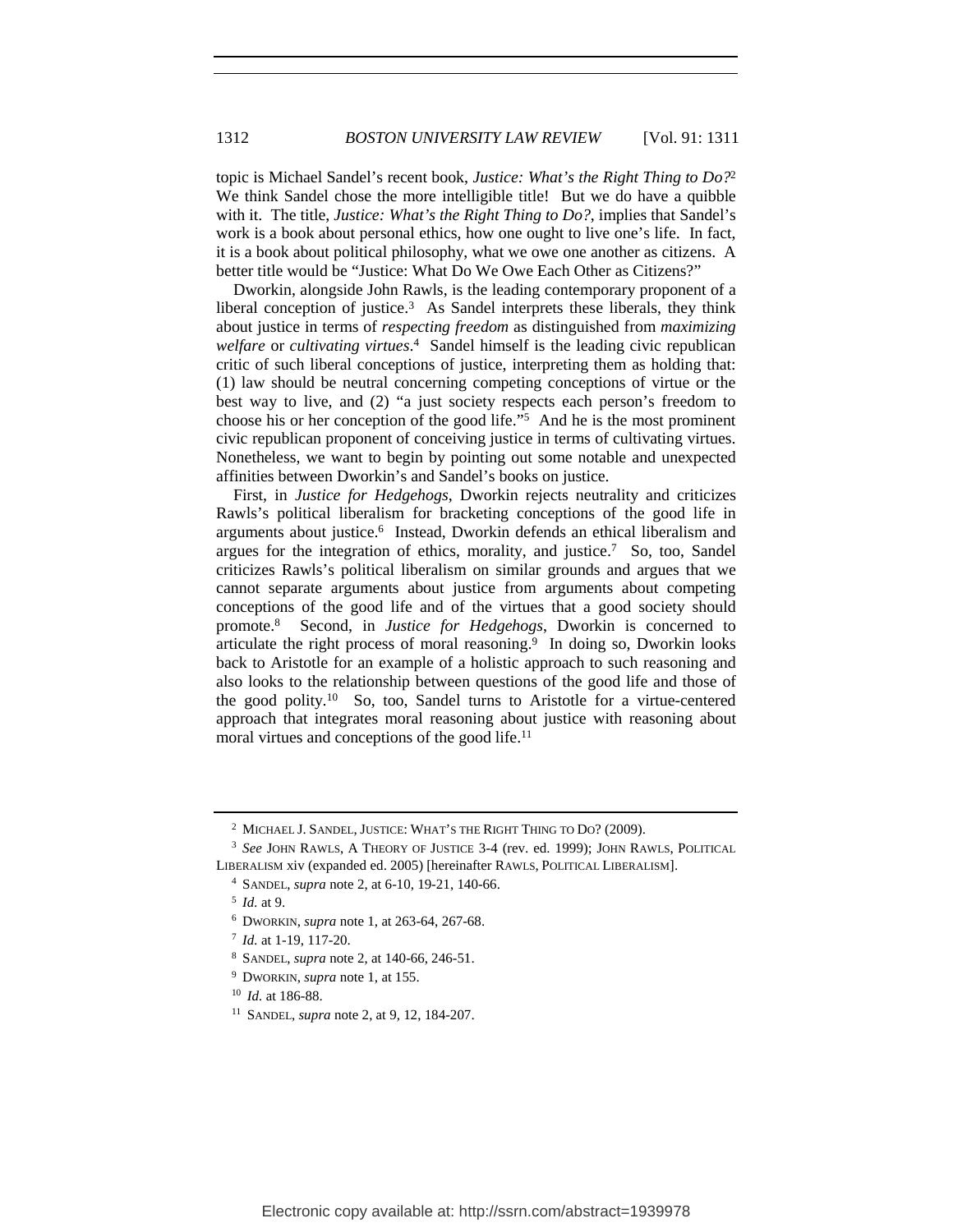topic is Michael Sandel's recent book, *Justice: What's the Right Thing to Do?*[2] We think Sandel chose the more intelligible title! But we do have a quibble with it. The title, *Justice: What's the Right Thing to Do?*, implies that Sandel's work is a book about personal ethics, how one ought to live one's life. In fact, it is a book about political philosophy, what we owe one another as citizens. A better title would be "Justice: What Do We Owe Each Other as Citizens?"

Dworkin, alongside John Rawls, is the leading contemporary proponent of a liberal conception of justice.[3] As Sandel interprets these liberals, they think about justice in terms of *respecting freedom* as distinguished from *maximizing welfare* or *cultivating virtues*.[4] Sandel himself is the leading civic republican critic of such liberal conceptions of justice, interpreting them as holding that: (1) law should be neutral concerning competing conceptions of virtue or the best way to live, and (2) "a just society respects each person's freedom to choose his or her conception of the good life."[5] And he is the most prominent civic republican proponent of conceiving justice in terms of cultivating virtues. Nonetheless, we want to begin by pointing out some notable and unexpected affinities between Dworkin's and Sandel's books on justice.

First, in *Justice for Hedgehogs*, Dworkin rejects neutrality and criticizes Rawls's political liberalism for bracketing conceptions of the good life in arguments about justice.[6] Instead, Dworkin defends an ethical liberalism and argues for the integration of ethics, morality, and justice.[7] So, too, Sandel criticizes Rawls's political liberalism on similar grounds and argues that we cannot separate arguments about justice from arguments about competing conceptions of the good life and of the virtues that a good society should promote.[8] Second, in *Justice for Hedgehogs*, Dworkin is concerned to articulate the right process of moral reasoning.[9] In doing so, Dworkin looks back to Aristotle for an example of a holistic approach to such reasoning and also looks to the relationship between questions of the good life and those of the good polity.[10] So, too, Sandel turns to Aristotle for a virtue-centered approach that integrates moral reasoning about justice with reasoning about moral virtues and conceptions of the good life.[11]

---

[2] MICHAEL J. SANDEL, JUSTICE: WHAT'S THE RIGHT THING TO DO? (2009).

[3] *See* JOHN RAWLS, A THEORY OF JUSTICE 3-4 (rev. ed. 1999); JOHN RAWLS, POLITICAL LIBERALISM xiv (expanded ed. 2005) [hereinafter RAWLS, POLITICAL LIBERALISM].

[4] SANDEL, *supra* note 2, at 6-10, 19-21, 140-66.

[5] *Id.* at 9.

[6] DWORKIN, *supra* note 1, at 263-64, 267-68.

[7] *Id.* at 1-19, 117-20.

[8] SANDEL, *supra* note 2, at 140-66, 246-51.

[9] DWORKIN, *supra* note 1, at 155.

[10] *Id*. at 186-88.

[11] SANDEL, *supra* note 2, at 9, 12, 184-207.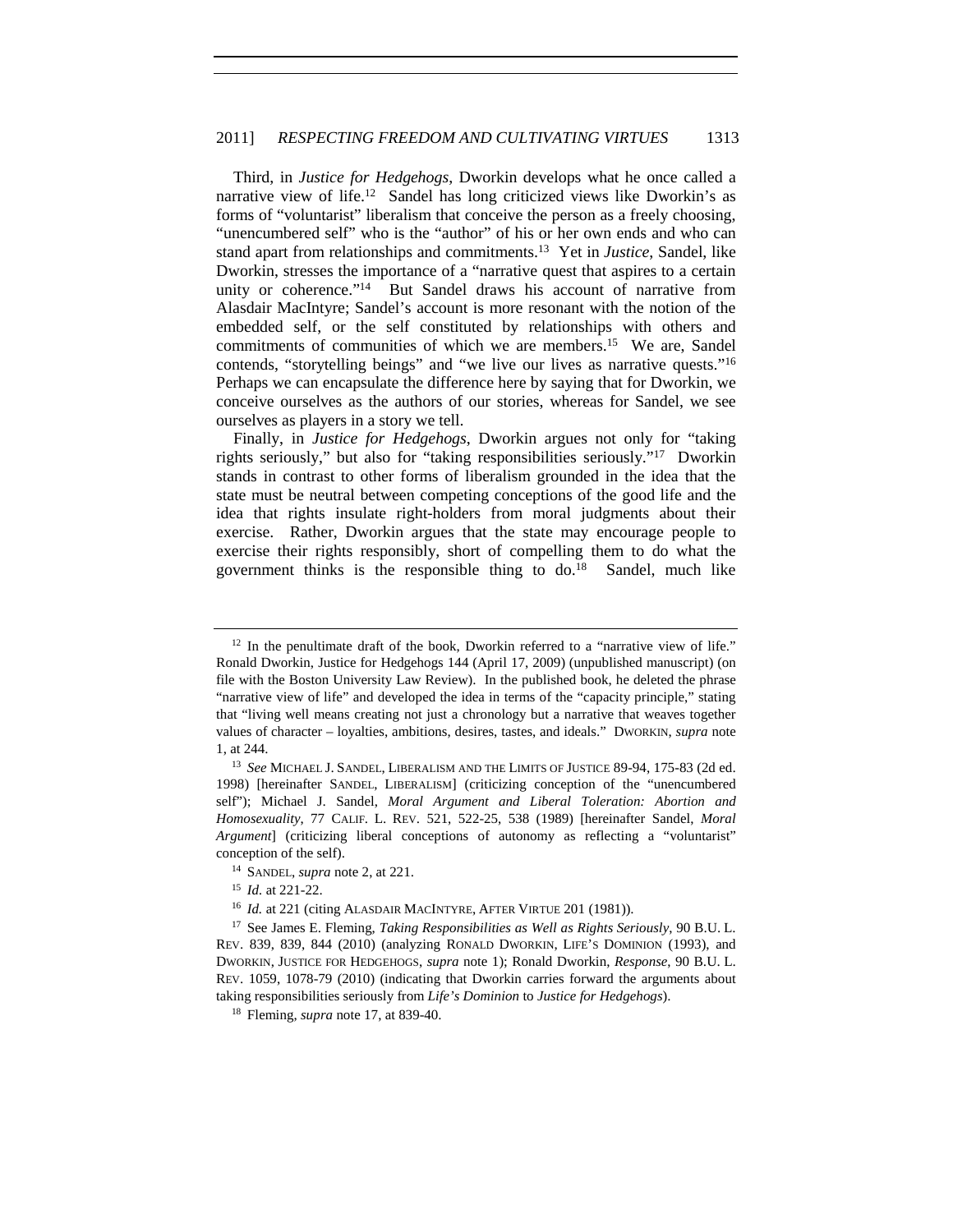Third, in *Justice for Hedgehogs*, Dworkin develops what he once called a narrative view of life.[12] Sandel has long criticized views like Dworkin's as forms of "voluntarist" liberalism that conceive the person as a freely choosing, "unencumbered self" who is the "author" of his or her own ends and who can stand apart from relationships and commitments.[13] Yet in *Justice*, Sandel, like Dworkin, stresses the importance of a "narrative quest that aspires to a certain unity or coherence."[14] But Sandel draws his account of narrative from Alasdair MacIntyre; Sandel's account is more resonant with the notion of the embedded self, or the self constituted by relationships with others and commitments of communities of which we are members.[15] We are, Sandel contends, "storytelling beings" and "we live our lives as narrative quests."[16] Perhaps we can encapsulate the difference here by saying that for Dworkin, we conceive ourselves as the authors of our stories, whereas for Sandel, we see ourselves as players in a story we tell.

Finally, in *Justice for Hedgehogs*, Dworkin argues not only for "taking rights seriously," but also for "taking responsibilities seriously."[17] Dworkin stands in contrast to other forms of liberalism grounded in the idea that the state must be neutral between competing conceptions of the good life and the idea that rights insulate right-holders from moral judgments about their exercise. Rather, Dworkin argues that the state may encourage people to exercise their rights responsibly, short of compelling them to do what the government thinks is the responsible thing to do.[18] Sandel, much like

---

[12] In the penultimate draft of the book, Dworkin referred to a "narrative view of life." Ronald Dworkin, Justice for Hedgehogs 144 (April 17, 2009) (unpublished manuscript) (on file with the Boston University Law Review). In the published book, he deleted the phrase "narrative view of life" and developed the idea in terms of the "capacity principle," stating that "living well means creating not just a chronology but a narrative that weaves together values of character – loyalties, ambitions, desires, tastes, and ideals." DWORKIN, *supra* note 1, at 244.

[13] *See* MICHAEL J. SANDEL, LIBERALISM AND THE LIMITS OF JUSTICE 89-94, 175-83 (2d ed. 1998) [hereinafter SANDEL, LIBERALISM] (criticizing conception of the "unencumbered self"); Michael J. Sandel, *Moral Argument and Liberal Toleration: Abortion and Homosexuality*, 77 CALIF. L. REV. 521, 522-25, 538 (1989) [hereinafter Sandel, *Moral Argument*] (criticizing liberal conceptions of autonomy as reflecting a "voluntarist" conception of the self).

[14] SANDEL, *supra* note 2, at 221.

[15] *Id.* at 221-22.

[16] *Id.* at 221 (citing ALASDAIR MACINTYRE, AFTER VIRTUE 201 (1981)).

[17] See James E. Fleming, *Taking Responsibilities as Well as Rights Seriously*, 90 B.U. L. REV. 839, 839, 844 (2010) (analyzing RONALD DWORKIN, LIFE'S DOMINION (1993), and DWORKIN, JUSTICE FOR HEDGEHOGS, *supra* note 1); Ronald Dworkin, *Response*, 90 B.U. L. REV. 1059, 1078-79 (2010) (indicating that Dworkin carries forward the arguments about taking responsibilities seriously from *Life's Dominion* to *Justice for Hedgehogs*).

[18] Fleming, *supra* note 17, at 839-40.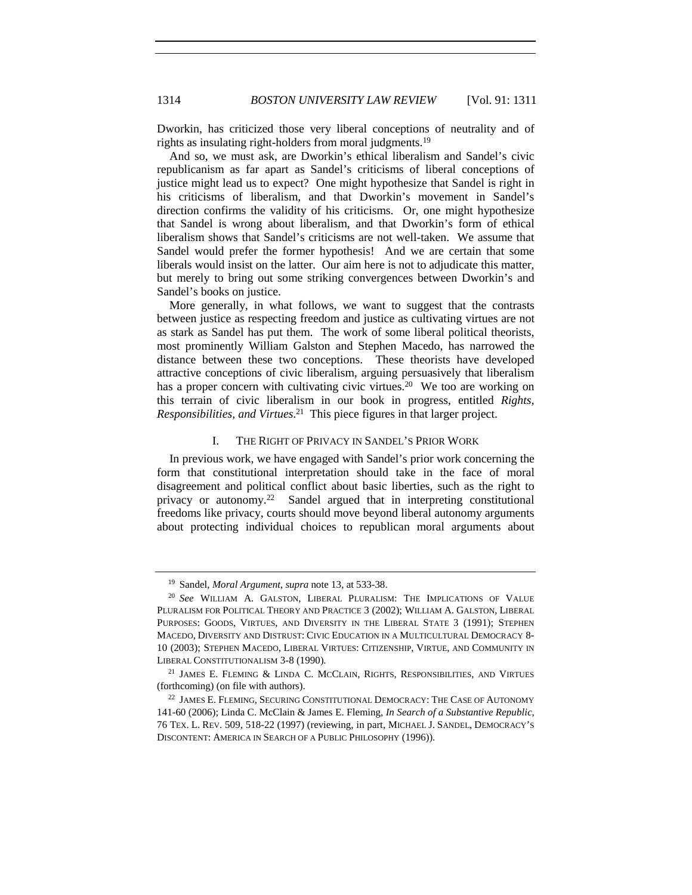Dworkin, has criticized those very liberal conceptions of neutrality and of rights as insulating right-holders from moral judgments.[19]

And so, we must ask, are Dworkin's ethical liberalism and Sandel's civic republicanism as far apart as Sandel's criticisms of liberal conceptions of justice might lead us to expect? One might hypothesize that Sandel is right in his criticisms of liberalism, and that Dworkin's movement in Sandel's direction confirms the validity of his criticisms. Or, one might hypothesize that Sandel is wrong about liberalism, and that Dworkin's form of ethical liberalism shows that Sandel's criticisms are not well-taken. We assume that Sandel would prefer the former hypothesis! And we are certain that some liberals would insist on the latter. Our aim here is not to adjudicate this matter, but merely to bring out some striking convergences between Dworkin's and Sandel's books on justice.

More generally, in what follows, we want to suggest that the contrasts between justice as respecting freedom and justice as cultivating virtues are not as stark as Sandel has put them. The work of some liberal political theorists, most prominently William Galston and Stephen Macedo, has narrowed the distance between these two conceptions. These theorists have developed attractive conceptions of civic liberalism, arguing persuasively that liberalism has a proper concern with cultivating civic virtues.[20] We too are working on this terrain of civic liberalism in our book in progress, entitled *Rights, Responsibilities, and Virtues*.[21] This piece figures in that larger project.

## I. THE RIGHT OF PRIVACY IN SANDEL'S PRIOR WORK

In previous work, we have engaged with Sandel's prior work concerning the form that constitutional interpretation should take in the face of moral disagreement and political conflict about basic liberties, such as the right to privacy or autonomy.[22] Sandel argued that in interpreting constitutional freedoms like privacy, courts should move beyond liberal autonomy arguments about protecting individual choices to republican moral arguments about

---

[19] Sandel, *Moral Argument*, *supra* note 13, at 533-38.

[20] *See* WILLIAM A. GALSTON, LIBERAL PLURALISM: THE IMPLICATIONS OF VALUE PLURALISM FOR POLITICAL THEORY AND PRACTICE 3 (2002); WILLIAM A. GALSTON, LIBERAL PURPOSES: GOODS, VIRTUES, AND DIVERSITY IN THE LIBERAL STATE 3 (1991); STEPHEN MACEDO, DIVERSITY AND DISTRUST: CIVIC EDUCATION IN A MULTICULTURAL DEMOCRACY 8-10 (2003); STEPHEN MACEDO, LIBERAL VIRTUES: CITIZENSHIP, VIRTUE, AND COMMUNITY IN LIBERAL CONSTITUTIONALISM 3-8 (1990).

[21] JAMES E. FLEMING & LINDA C. MCCLAIN, RIGHTS, RESPONSIBILITIES, AND VIRTUES (forthcoming) (on file with authors).

[22] JAMES E. FLEMING, SECURING CONSTITUTIONAL DEMOCRACY: THE CASE OF AUTONOMY 141-60 (2006); Linda C. McClain & James E. Fleming, *In Search of a Substantive Republic*, 76 TEX. L. REV. 509, 518-22 (1997) (reviewing, in part, MICHAEL J. SANDEL, DEMOCRACY'S DISCONTENT: AMERICA IN SEARCH OF A PUBLIC PHILOSOPHY (1996)).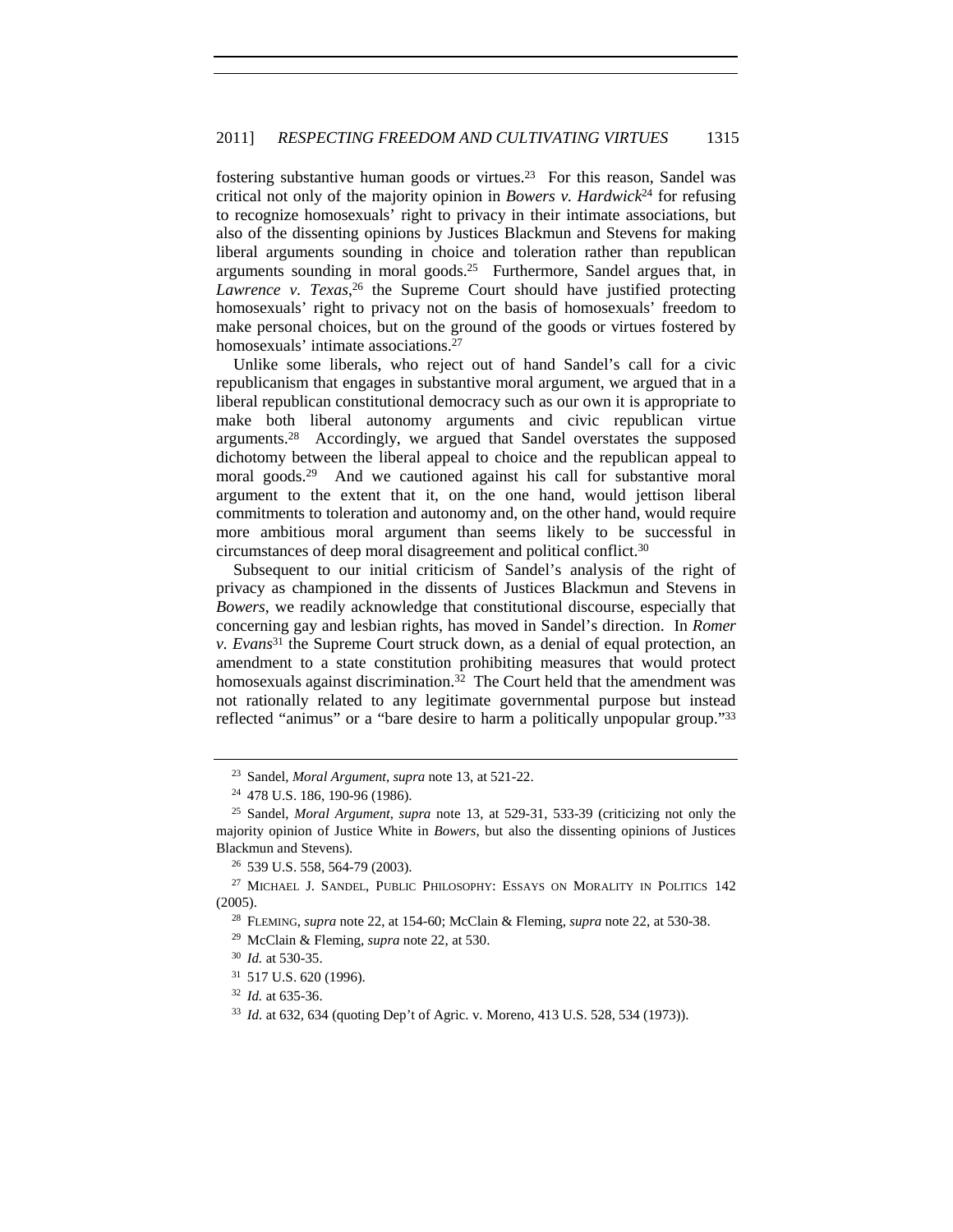fostering substantive human goods or virtues.[23] For this reason, Sandel was critical not only of the majority opinion in *Bowers v. Hardwick*[24] for refusing to recognize homosexuals' right to privacy in their intimate associations, but also of the dissenting opinions by Justices Blackmun and Stevens for making liberal arguments sounding in choice and toleration rather than republican arguments sounding in moral goods.[25] Furthermore, Sandel argues that, in *Lawrence v. Texas*,[26] the Supreme Court should have justified protecting homosexuals' right to privacy not on the basis of homosexuals' freedom to make personal choices, but on the ground of the goods or virtues fostered by homosexuals' intimate associations.[27]

Unlike some liberals, who reject out of hand Sandel's call for a civic republicanism that engages in substantive moral argument, we argued that in a liberal republican constitutional democracy such as our own it is appropriate to make both liberal autonomy arguments and civic republican virtue arguments.[28] Accordingly, we argued that Sandel overstates the supposed dichotomy between the liberal appeal to choice and the republican appeal to moral goods.[29] And we cautioned against his call for substantive moral argument to the extent that it, on the one hand, would jettison liberal commitments to toleration and autonomy and, on the other hand, would require more ambitious moral argument than seems likely to be successful in circumstances of deep moral disagreement and political conflict.[30]

Subsequent to our initial criticism of Sandel's analysis of the right of privacy as championed in the dissents of Justices Blackmun and Stevens in *Bowers*, we readily acknowledge that constitutional discourse, especially that concerning gay and lesbian rights, has moved in Sandel's direction. In *Romer v. Evans*[31] the Supreme Court struck down, as a denial of equal protection, an amendment to a state constitution prohibiting measures that would protect homosexuals against discrimination.[32] The Court held that the amendment was not rationally related to any legitimate governmental purpose but instead reflected "animus" or a "bare desire to harm a politically unpopular group."[33]

---

[23] Sandel, *Moral Argument*, *supra* note 13, at 521-22.

[24] 478 U.S. 186, 190-96 (1986).

[25] Sandel, *Moral Argument*, *supra* note 13, at 529-31, 533-39 (criticizing not only the majority opinion of Justice White in *Bowers*, but also the dissenting opinions of Justices Blackmun and Stevens).

[26] 539 U.S. 558, 564-79 (2003).

[27] MICHAEL J. SANDEL, PUBLIC PHILOSOPHY: ESSAYS ON MORALITY IN POLITICS 142 (2005).

[28] FLEMING, *supra* note 22, at 154-60; McClain & Fleming, *supra* note 22, at 530-38.

[29] McClain & Fleming, *supra* note 22, at 530.

[30] *Id.* at 530-35.

[31] 517 U.S. 620 (1996).

[32] *Id.* at 635-36.

[33] *Id.* at 632, 634 (quoting Dep't of Agric. v. Moreno, 413 U.S. 528, 534 (1973)).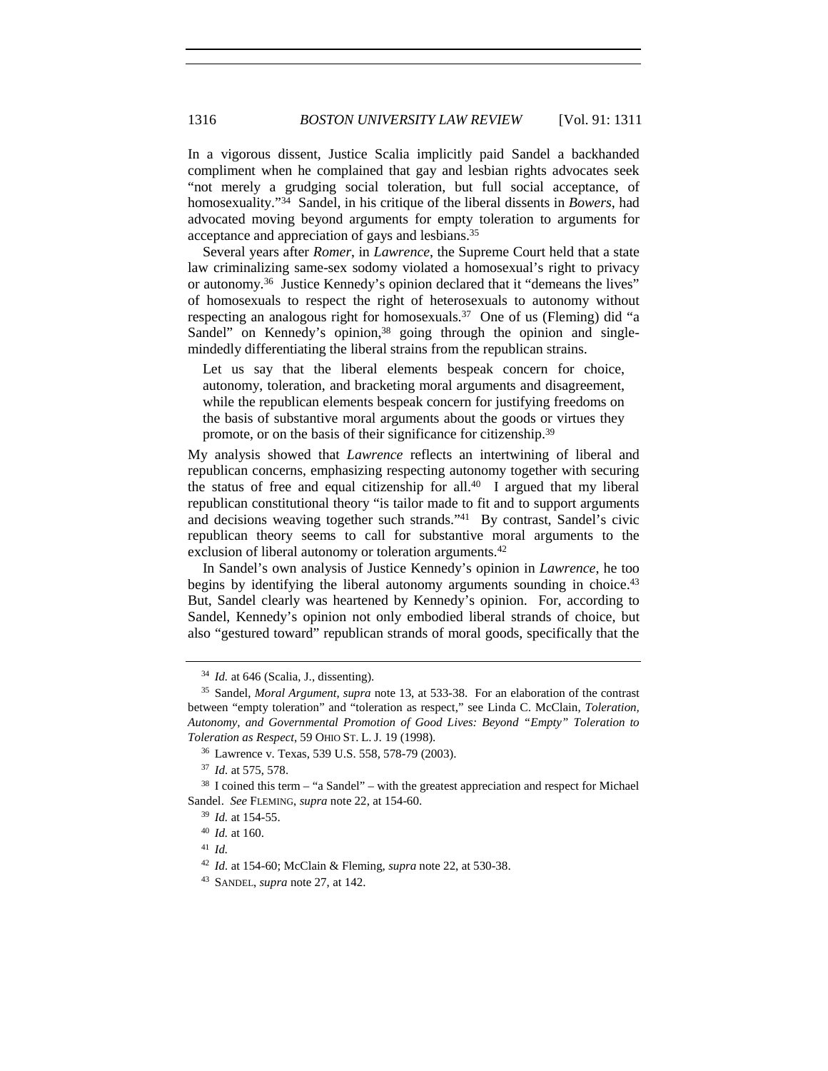In a vigorous dissent, Justice Scalia implicitly paid Sandel a backhanded compliment when he complained that gay and lesbian rights advocates seek "not merely a grudging social toleration, but full social acceptance, of homosexuality."[34] Sandel, in his critique of the liberal dissents in *Bowers*, had advocated moving beyond arguments for empty toleration to arguments for acceptance and appreciation of gays and lesbians.[35]

Several years after *Romer*, in *Lawrence*, the Supreme Court held that a state law criminalizing same-sex sodomy violated a homosexual's right to privacy or autonomy.[36] Justice Kennedy's opinion declared that it "demeans the lives" of homosexuals to respect the right of heterosexuals to autonomy without respecting an analogous right for homosexuals.[37] One of us (Fleming) did "a Sandel" on Kennedy's opinion,[38] going through the opinion and single-mindedly differentiating the liberal strains from the republican strains.

> Let us say that the liberal elements bespeak concern for choice, autonomy, toleration, and bracketing moral arguments and disagreement, while the republican elements bespeak concern for justifying freedoms on the basis of substantive moral arguments about the goods or virtues they promote, or on the basis of their significance for citizenship.[39]

My analysis showed that *Lawrence* reflects an intertwining of liberal and republican concerns, emphasizing respecting autonomy together with securing the status of free and equal citizenship for all.[40] I argued that my liberal republican constitutional theory "is tailor made to fit and to support arguments and decisions weaving together such strands."[41] By contrast, Sandel's civic republican theory seems to call for substantive moral arguments to the exclusion of liberal autonomy or toleration arguments.[42]

In Sandel's own analysis of Justice Kennedy's opinion in *Lawrence*, he too begins by identifying the liberal autonomy arguments sounding in choice.[43] But, Sandel clearly was heartened by Kennedy's opinion. For, according to Sandel, Kennedy's opinion not only embodied liberal strands of choice, but also "gestured toward" republican strands of moral goods, specifically that the

---

[34] *Id.* at 646 (Scalia, J., dissenting).

[35] Sandel, *Moral Argument*, *supra* note 13, at 533-38. For an elaboration of the contrast between "empty toleration" and "toleration as respect," see Linda C. McClain, *Toleration, Autonomy, and Governmental Promotion of Good Lives: Beyond "Empty" Toleration to Toleration as Respect*, 59 OHIO ST. L. J. 19 (1998).

[36] Lawrence v. Texas, 539 U.S. 558, 578-79 (2003).

[37] *Id.* at 575, 578.

[38] I coined this term – "a Sandel" – with the greatest appreciation and respect for Michael Sandel. *See* FLEMING, *supra* note 22, at 154-60.

[39] *Id.* at 154-55.

[40] *Id.* at 160.

[41] *Id.*

[42] *Id*. at 154-60; McClain & Fleming, *supra* note 22, at 530-38.

[43] SANDEL, *supra* note 27, at 142.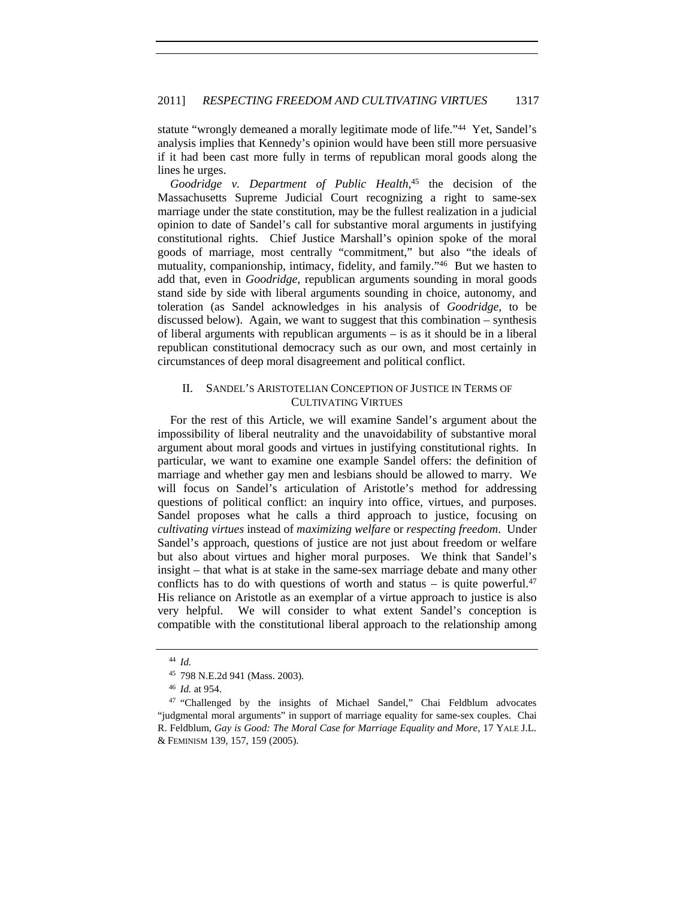statute "wrongly demeaned a morally legitimate mode of life."[44] Yet, Sandel's analysis implies that Kennedy's opinion would have been still more persuasive if it had been cast more fully in terms of republican moral goods along the lines he urges.

*Goodridge v. Department of Public Health*,[45] the decision of the Massachusetts Supreme Judicial Court recognizing a right to same-sex marriage under the state constitution, may be the fullest realization in a judicial opinion to date of Sandel's call for substantive moral arguments in justifying constitutional rights. Chief Justice Marshall's opinion spoke of the moral goods of marriage, most centrally "commitment," but also "the ideals of mutuality, companionship, intimacy, fidelity, and family."[46] But we hasten to add that, even in *Goodridge*, republican arguments sounding in moral goods stand side by side with liberal arguments sounding in choice, autonomy, and toleration (as Sandel acknowledges in his analysis of *Goodridge*, to be discussed below). Again, we want to suggest that this combination – synthesis of liberal arguments with republican arguments – is as it should be in a liberal republican constitutional democracy such as our own, and most certainly in circumstances of deep moral disagreement and political conflict.

## II. Sandel's Aristotelian Conception of Justice in Terms of Cultivating Virtues

For the rest of this Article, we will examine Sandel's argument about the impossibility of liberal neutrality and the unavoidability of substantive moral argument about moral goods and virtues in justifying constitutional rights. In particular, we want to examine one example Sandel offers: the definition of marriage and whether gay men and lesbians should be allowed to marry. We will focus on Sandel's articulation of Aristotle's method for addressing questions of political conflict: an inquiry into office, virtues, and purposes. Sandel proposes what he calls a third approach to justice, focusing on *cultivating virtues* instead of *maximizing welfare* or *respecting freedom*. Under Sandel's approach, questions of justice are not just about freedom or welfare but also about virtues and higher moral purposes. We think that Sandel's insight – that what is at stake in the same-sex marriage debate and many other conflicts has to do with questions of worth and status – is quite powerful.[47] His reliance on Aristotle as an exemplar of a virtue approach to justice is also very helpful. We will consider to what extent Sandel's conception is compatible with the constitutional liberal approach to the relationship among

---

[44] *Id.*

[45] 798 N.E.2d 941 (Mass. 2003).

[46] *Id.* at 954.

[47] "Challenged by the insights of Michael Sandel," Chai Feldblum advocates "judgmental moral arguments" in support of marriage equality for same-sex couples. Chai R. Feldblum, *Gay is Good: The Moral Case for Marriage Equality and More*, 17 Yale J.L. & Feminism 139, 157, 159 (2005).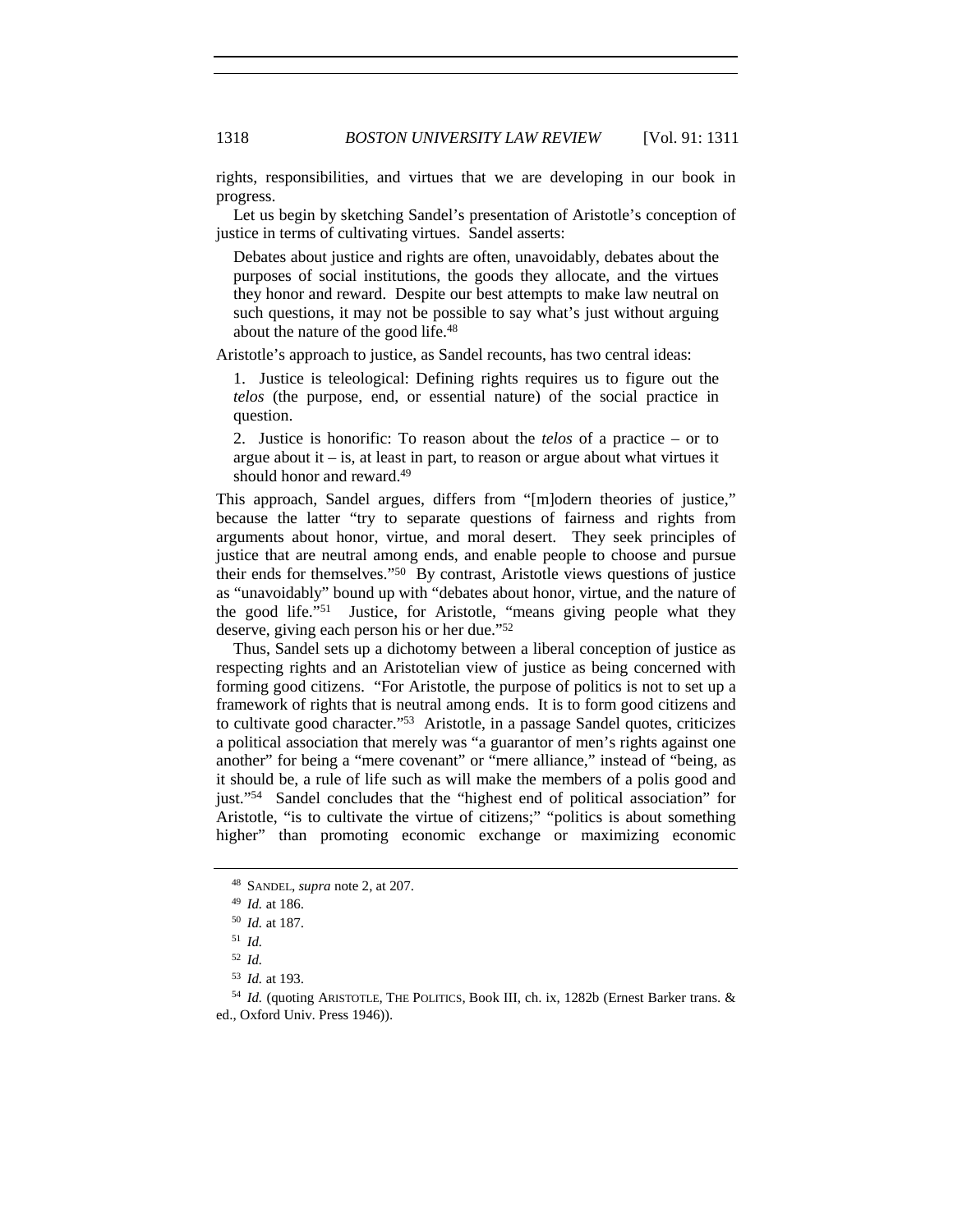rights, responsibilities, and virtues that we are developing in our book in progress.

Let us begin by sketching Sandel's presentation of Aristotle's conception of justice in terms of cultivating virtues. Sandel asserts:

> Debates about justice and rights are often, unavoidably, debates about the purposes of social institutions, the goods they allocate, and the virtues they honor and reward. Despite our best attempts to make law neutral on such questions, it may not be possible to say what's just without arguing about the nature of the good life.[48]

Aristotle's approach to justice, as Sandel recounts, has two central ideas:

> 1. Justice is teleological: Defining rights requires us to figure out the *telos* (the purpose, end, or essential nature) of the social practice in question.
>
> 2. Justice is honorific: To reason about the *telos* of a practice – or to argue about it – is, at least in part, to reason or argue about what virtues it should honor and reward.[49]

This approach, Sandel argues, differs from "[m]odern theories of justice," because the latter "try to separate questions of fairness and rights from arguments about honor, virtue, and moral desert. They seek principles of justice that are neutral among ends, and enable people to choose and pursue their ends for themselves."[50] By contrast, Aristotle views questions of justice as "unavoidably" bound up with "debates about honor, virtue, and the nature of the good life."[51] Justice, for Aristotle, "means giving people what they deserve, giving each person his or her due."[52]

Thus, Sandel sets up a dichotomy between a liberal conception of justice as respecting rights and an Aristotelian view of justice as being concerned with forming good citizens. "For Aristotle, the purpose of politics is not to set up a framework of rights that is neutral among ends. It is to form good citizens and to cultivate good character."[53] Aristotle, in a passage Sandel quotes, criticizes a political association that merely was "a guarantor of men's rights against one another" for being a "mere covenant" or "mere alliance," instead of "being, as it should be, a rule of life such as will make the members of a polis good and just."[54] Sandel concludes that the "highest end of political association" for Aristotle, "is to cultivate the virtue of citizens;" "politics is about something higher" than promoting economic exchange or maximizing economic

---

48 SANDEL, *supra* note 2, at 207.

49 *Id.* at 186.

50 *Id.* at 187.

51 *Id.*

52 *Id.*

53 *Id.* at 193.

54 *Id.* (quoting ARISTOTLE, THE POLITICS, Book III, ch. ix, 1282b (Ernest Barker trans. & ed., Oxford Univ. Press 1946)).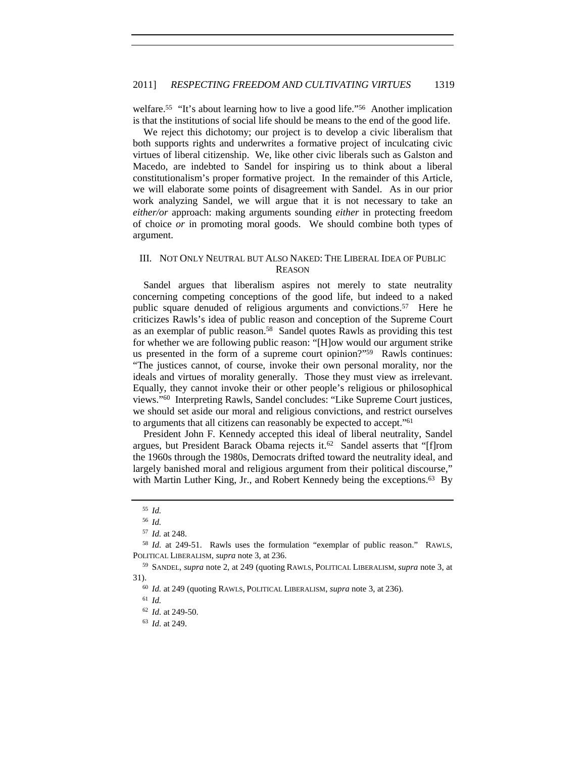welfare.[55] "It's about learning how to live a good life."[56] Another implication is that the institutions of social life should be means to the end of the good life.

We reject this dichotomy; our project is to develop a civic liberalism that both supports rights and underwrites a formative project of inculcating civic virtues of liberal citizenship. We, like other civic liberals such as Galston and Macedo, are indebted to Sandel for inspiring us to think about a liberal constitutionalism's proper formative project. In the remainder of this Article, we will elaborate some points of disagreement with Sandel. As in our prior work analyzing Sandel, we will argue that it is not necessary to take an *either/or* approach: making arguments sounding *either* in protecting freedom of choice *or* in promoting moral goods. We should combine both types of argument.

## III. NOT ONLY NEUTRAL BUT ALSO NAKED: THE LIBERAL IDEA OF PUBLIC REASON

Sandel argues that liberalism aspires not merely to state neutrality concerning competing conceptions of the good life, but indeed to a naked public square denuded of religious arguments and convictions.[57] Here he criticizes Rawls's idea of public reason and conception of the Supreme Court as an exemplar of public reason.[58] Sandel quotes Rawls as providing this test for whether we are following public reason: "[H]ow would our argument strike us presented in the form of a supreme court opinion?"[59] Rawls continues: "The justices cannot, of course, invoke their own personal morality, nor the ideals and virtues of morality generally. Those they must view as irrelevant. Equally, they cannot invoke their or other people's religious or philosophical views."[60] Interpreting Rawls, Sandel concludes: "Like Supreme Court justices, we should set aside our moral and religious convictions, and restrict ourselves to arguments that all citizens can reasonably be expected to accept."[61]

President John F. Kennedy accepted this ideal of liberal neutrality, Sandel argues, but President Barack Obama rejects it.[62] Sandel asserts that "[f]rom the 1960s through the 1980s, Democrats drifted toward the neutrality ideal, and largely banished moral and religious argument from their political discourse," with Martin Luther King, Jr., and Robert Kennedy being the exceptions.[63] By

---

[55] *Id.*

[56] *Id.*

[57] *Id.* at 248.

[58] *Id.* at 249-51. Rawls uses the formulation "exemplar of public reason." RAWLS, POLITICAL LIBERALISM, *supra* note 3, at 236.

[59] SANDEL, *supra* note 2, at 249 (quoting RAWLS, POLITICAL LIBERALISM, *supra* note 3, at 31).

[60] *Id.* at 249 (quoting RAWLS, POLITICAL LIBERALISM, *supra* note 3, at 236).

[61] *Id.*

[62] *Id*. at 249-50.

[63] *Id*. at 249.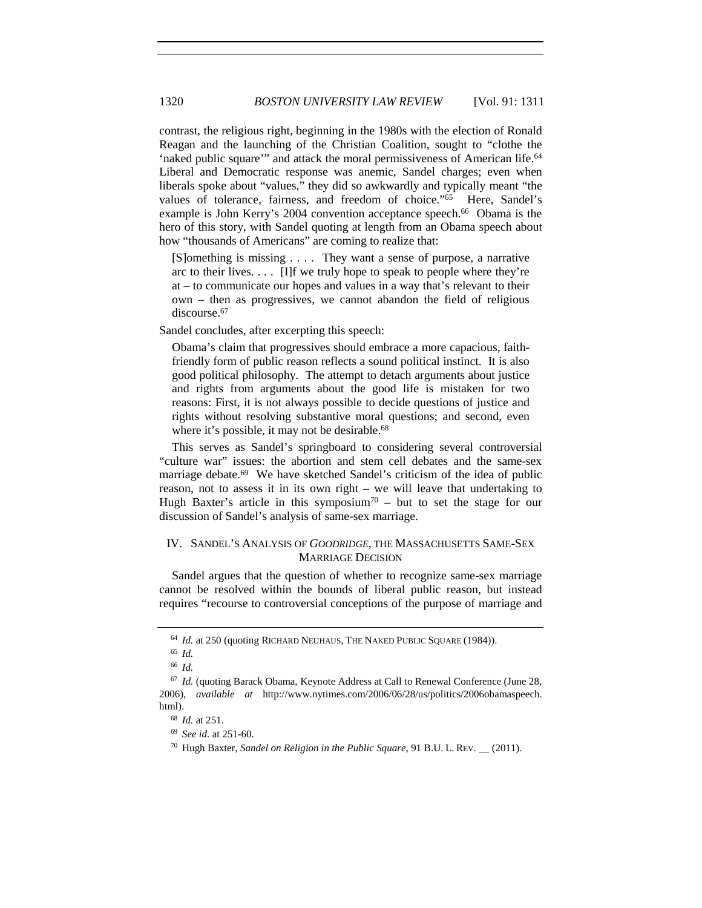contrast, the religious right, beginning in the 1980s with the election of Ronald Reagan and the launching of the Christian Coalition, sought to "clothe the 'naked public square'" and attack the moral permissiveness of American life.[64] Liberal and Democratic response was anemic, Sandel charges; even when liberals spoke about "values," they did so awkwardly and typically meant "the values of tolerance, fairness, and freedom of choice."[65] Here, Sandel's example is John Kerry's 2004 convention acceptance speech.[66] Obama is the hero of this story, with Sandel quoting at length from an Obama speech about how "thousands of Americans" are coming to realize that:

> [S]omething is missing . . . . They want a sense of purpose, a narrative arc to their lives. . . . [I]f we truly hope to speak to people where they're at – to communicate our hopes and values in a way that's relevant to their own – then as progressives, we cannot abandon the field of religious discourse.[67]

Sandel concludes, after excerpting this speech:

> Obama's claim that progressives should embrace a more capacious, faith-friendly form of public reason reflects a sound political instinct. It is also good political philosophy. The attempt to detach arguments about justice and rights from arguments about the good life is mistaken for two reasons: First, it is not always possible to decide questions of justice and rights without resolving substantive moral questions; and second, even where it's possible, it may not be desirable.[68]

This serves as Sandel's springboard to considering several controversial "culture war" issues: the abortion and stem cell debates and the same-sex marriage debate.[69] We have sketched Sandel's criticism of the idea of public reason, not to assess it in its own right – we will leave that undertaking to Hugh Baxter's article in this symposium[70] – but to set the stage for our discussion of Sandel's analysis of same-sex marriage.

## IV. SANDEL'S ANALYSIS OF *GOODRIDGE*, THE MASSACHUSETTS SAME-SEX MARRIAGE DECISION

Sandel argues that the question of whether to recognize same-sex marriage cannot be resolved within the bounds of liberal public reason, but instead requires "recourse to controversial conceptions of the purpose of marriage and

---

[64] *Id.* at 250 (quoting RICHARD NEUHAUS, THE NAKED PUBLIC SQUARE (1984)).

[65] *Id.*

[66] *Id.*

[67] *Id.* (quoting Barack Obama, Keynote Address at Call to Renewal Conference (June 28, 2006), *available at* http://www.nytimes.com/2006/06/28/us/politics/2006obamaspeech.html).

[68] *Id.* at 251.

[69] *See id.* at 251-60.

[70] Hugh Baxter, *Sandel on Religion in the Public Square*, 91 B.U. L. REV. __ (2011).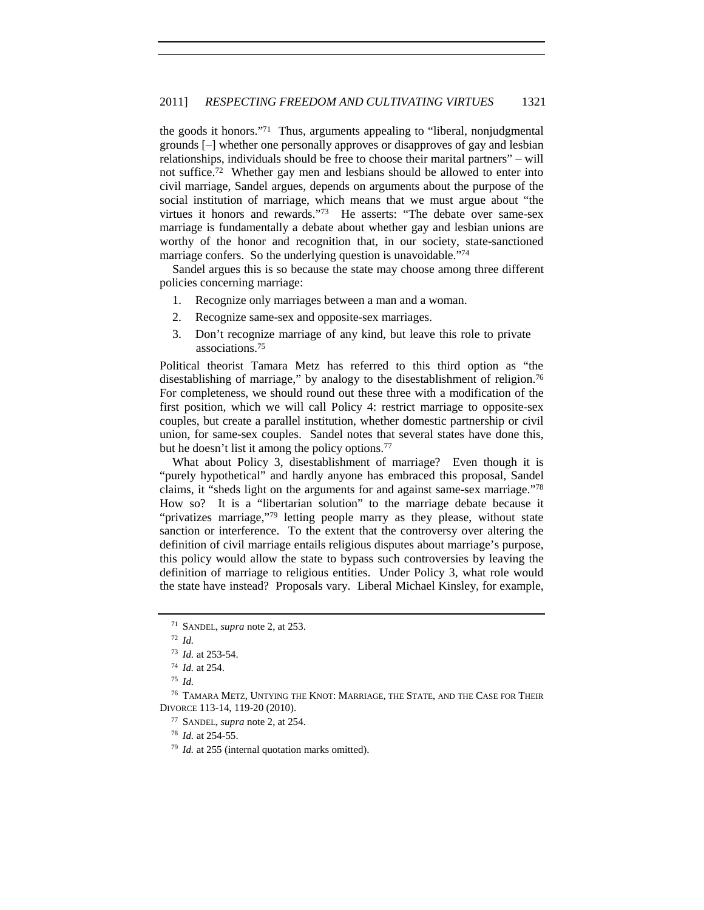the goods it honors."[71] Thus, arguments appealing to "liberal, nonjudgmental grounds [–] whether one personally approves or disapproves of gay and lesbian relationships, individuals should be free to choose their marital partners" – will not suffice.[72] Whether gay men and lesbians should be allowed to enter into civil marriage, Sandel argues, depends on arguments about the purpose of the social institution of marriage, which means that we must argue about "the virtues it honors and rewards."[73] He asserts: "The debate over same-sex marriage is fundamentally a debate about whether gay and lesbian unions are worthy of the honor and recognition that, in our society, state-sanctioned marriage confers. So the underlying question is unavoidable."[74]

Sandel argues this is so because the state may choose among three different policies concerning marriage:

1. Recognize only marriages between a man and a woman.
2. Recognize same-sex and opposite-sex marriages.
3. Don't recognize marriage of any kind, but leave this role to private associations.[75]

Political theorist Tamara Metz has referred to this third option as "the disestablishing of marriage," by analogy to the disestablishment of religion.[76] For completeness, we should round out these three with a modification of the first position, which we will call Policy 4: restrict marriage to opposite-sex couples, but create a parallel institution, whether domestic partnership or civil union, for same-sex couples. Sandel notes that several states have done this, but he doesn't list it among the policy options.[77]

What about Policy 3, disestablishment of marriage? Even though it is "purely hypothetical" and hardly anyone has embraced this proposal, Sandel claims, it "sheds light on the arguments for and against same-sex marriage."[78] How so? It is a "libertarian solution" to the marriage debate because it "privatizes marriage,"[79] letting people marry as they please, without state sanction or interference. To the extent that the controversy over altering the definition of civil marriage entails religious disputes about marriage's purpose, this policy would allow the state to bypass such controversies by leaving the definition of marriage to religious entities. Under Policy 3, what role would the state have instead? Proposals vary. Liberal Michael Kinsley, for example,

---

[71] SANDEL, *supra* note 2, at 253.

[72] *Id.*

[73] *Id.* at 253-54.

[74] *Id.* at 254.

[75] *Id.*

[76] TAMARA METZ, UNTYING THE KNOT: MARRIAGE, THE STATE, AND THE CASE FOR THEIR DIVORCE 113-14, 119-20 (2010).

[77] SANDEL, *supra* note 2, at 254.

[78] *Id.* at 254-55.

[79] *Id.* at 255 (internal quotation marks omitted).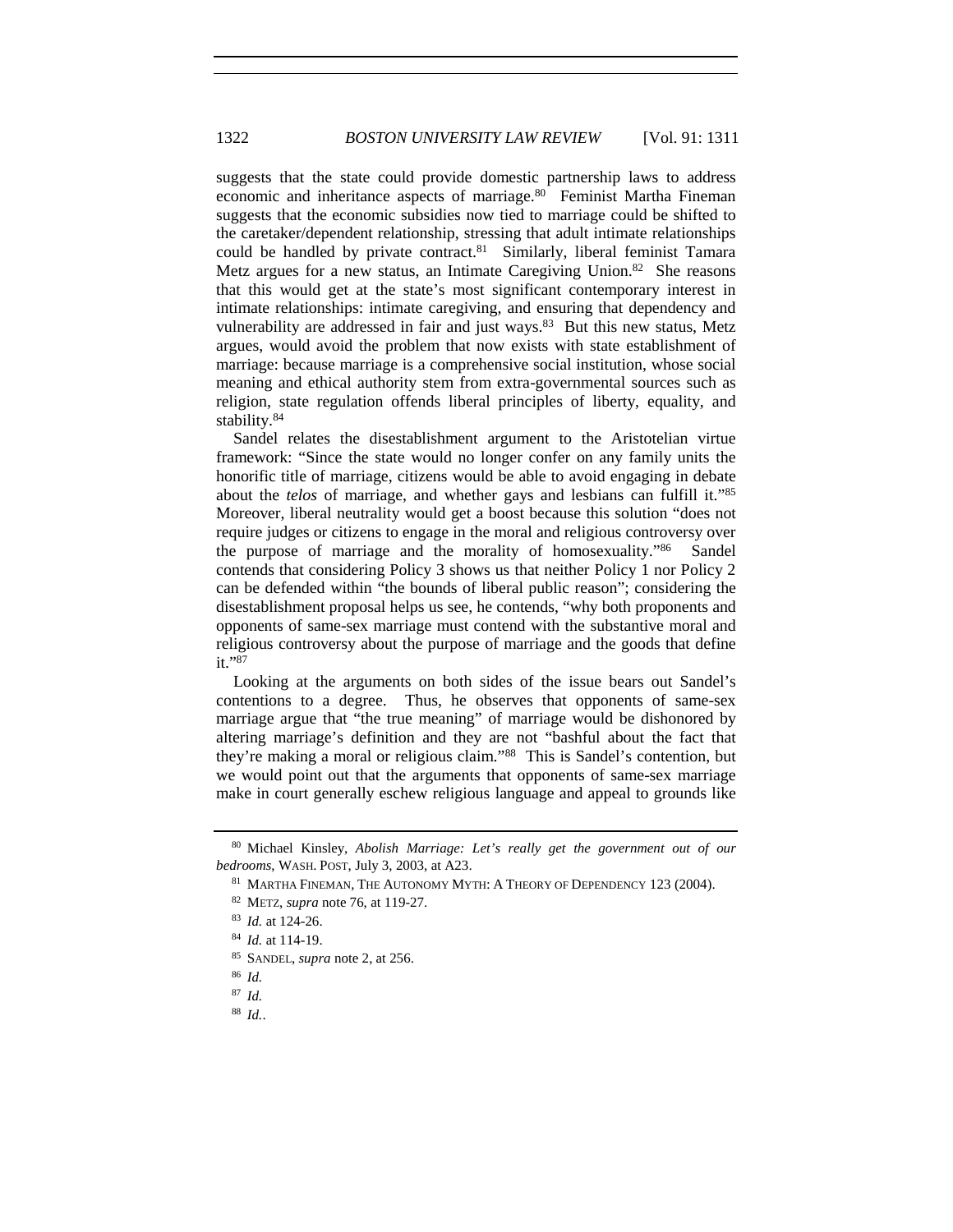suggests that the state could provide domestic partnership laws to address economic and inheritance aspects of marriage.[80] Feminist Martha Fineman suggests that the economic subsidies now tied to marriage could be shifted to the caretaker/dependent relationship, stressing that adult intimate relationships could be handled by private contract.[81] Similarly, liberal feminist Tamara Metz argues for a new status, an Intimate Caregiving Union.[82] She reasons that this would get at the state's most significant contemporary interest in intimate relationships: intimate caregiving, and ensuring that dependency and vulnerability are addressed in fair and just ways.[83] But this new status, Metz argues, would avoid the problem that now exists with state establishment of marriage: because marriage is a comprehensive social institution, whose social meaning and ethical authority stem from extra-governmental sources such as religion, state regulation offends liberal principles of liberty, equality, and stability.[84]

Sandel relates the disestablishment argument to the Aristotelian virtue framework: "Since the state would no longer confer on any family units the honorific title of marriage, citizens would be able to avoid engaging in debate about the *telos* of marriage, and whether gays and lesbians can fulfill it."[85] Moreover, liberal neutrality would get a boost because this solution "does not require judges or citizens to engage in the moral and religious controversy over the purpose of marriage and the morality of homosexuality."[86] Sandel contends that considering Policy 3 shows us that neither Policy 1 nor Policy 2 can be defended within "the bounds of liberal public reason"; considering the disestablishment proposal helps us see, he contends, "why both proponents and opponents of same-sex marriage must contend with the substantive moral and religious controversy about the purpose of marriage and the goods that define it."[87]

Looking at the arguments on both sides of the issue bears out Sandel's contentions to a degree. Thus, he observes that opponents of same-sex marriage argue that "the true meaning" of marriage would be dishonored by altering marriage's definition and they are not "bashful about the fact that they're making a moral or religious claim."[88] This is Sandel's contention, but we would point out that the arguments that opponents of same-sex marriage make in court generally eschew religious language and appeal to grounds like

---

[80] Michael Kinsley, *Abolish Marriage: Let's really get the government out of our bedrooms*, WASH. POST, July 3, 2003, at A23.

[81] MARTHA FINEMAN, THE AUTONOMY MYTH: A THEORY OF DEPENDENCY 123 (2004).

[82] METZ, *supra* note 76, at 119-27.

[83] *Id.* at 124-26.

[84] *Id.* at 114-19.

[85] SANDEL, *supra* note 2, at 256.

[86] *Id.*

[87] *Id.*

[88] *Id.*.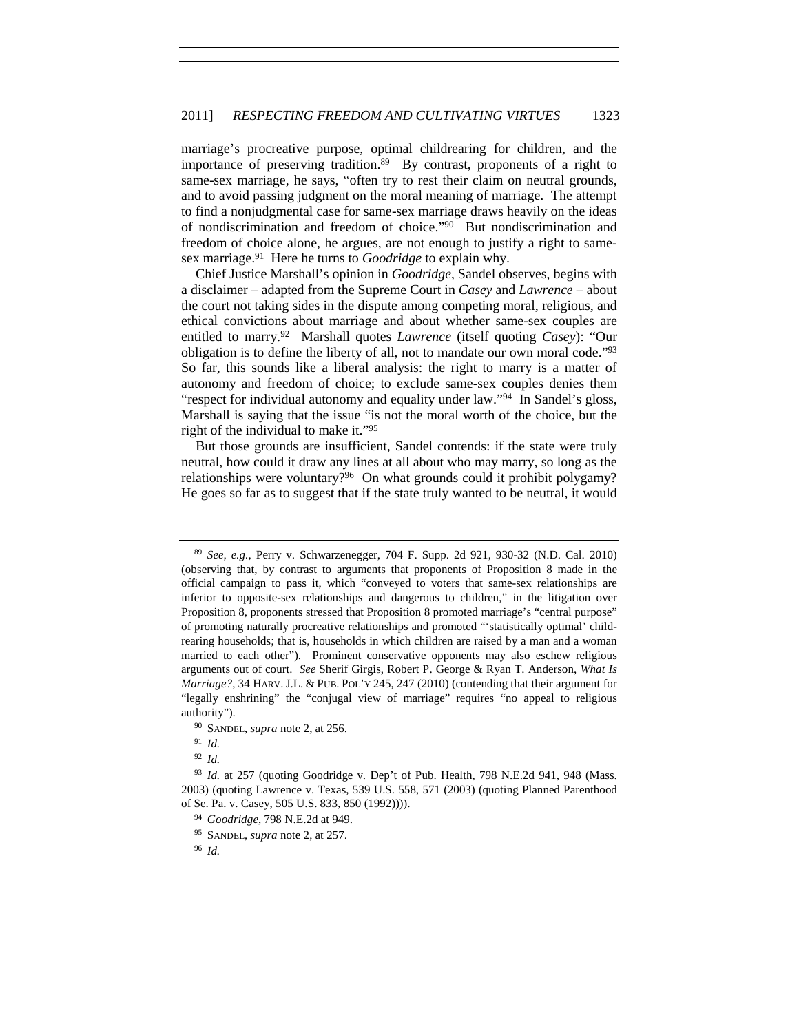marriage's procreative purpose, optimal childrearing for children, and the importance of preserving tradition.[89] By contrast, proponents of a right to same-sex marriage, he says, "often try to rest their claim on neutral grounds, and to avoid passing judgment on the moral meaning of marriage. The attempt to find a nonjudgmental case for same-sex marriage draws heavily on the ideas of nondiscrimination and freedom of choice."[90] But nondiscrimination and freedom of choice alone, he argues, are not enough to justify a right to same-sex marriage.[91] Here he turns to *Goodridge* to explain why.

Chief Justice Marshall's opinion in *Goodridge*, Sandel observes, begins with a disclaimer – adapted from the Supreme Court in *Casey* and *Lawrence* – about the court not taking sides in the dispute among competing moral, religious, and ethical convictions about marriage and about whether same-sex couples are entitled to marry.[92] Marshall quotes *Lawrence* (itself quoting *Casey*): "Our obligation is to define the liberty of all, not to mandate our own moral code."[93] So far, this sounds like a liberal analysis: the right to marry is a matter of autonomy and freedom of choice; to exclude same-sex couples denies them "respect for individual autonomy and equality under law."[94] In Sandel's gloss, Marshall is saying that the issue "is not the moral worth of the choice, but the right of the individual to make it."[95]

But those grounds are insufficient, Sandel contends: if the state were truly neutral, how could it draw any lines at all about who may marry, so long as the relationships were voluntary?[96] On what grounds could it prohibit polygamy? He goes so far as to suggest that if the state truly wanted to be neutral, it would

---

[89] *See, e.g.*, Perry v. Schwarzenegger, 704 F. Supp. 2d 921, 930-32 (N.D. Cal. 2010) (observing that, by contrast to arguments that proponents of Proposition 8 made in the official campaign to pass it, which "conveyed to voters that same-sex relationships are inferior to opposite-sex relationships and dangerous to children," in the litigation over Proposition 8, proponents stressed that Proposition 8 promoted marriage's "central purpose" of promoting naturally procreative relationships and promoted "'statistically optimal' child-rearing households; that is, households in which children are raised by a man and a woman married to each other"). Prominent conservative opponents may also eschew religious arguments out of court. *See* Sherif Girgis, Robert P. George & Ryan T. Anderson, *What Is Marriage?*, 34 HARV. J.L. & PUB. POL'Y 245, 247 (2010) (contending that their argument for "legally enshrining" the "conjugal view of marriage" requires "no appeal to religious authority").

[90] SANDEL, *supra* note 2, at 256.

[91] *Id.*

[92] *Id.*

[93] *Id.* at 257 (quoting Goodridge v. Dep't of Pub. Health, 798 N.E.2d 941, 948 (Mass. 2003) (quoting Lawrence v. Texas, 539 U.S. 558, 571 (2003) (quoting Planned Parenthood of Se. Pa. v. Casey, 505 U.S. 833, 850 (1992)))).

[94] *Goodridge*, 798 N.E.2d at 949.

[95] SANDEL, *supra* note 2, at 257.

[96] *Id.*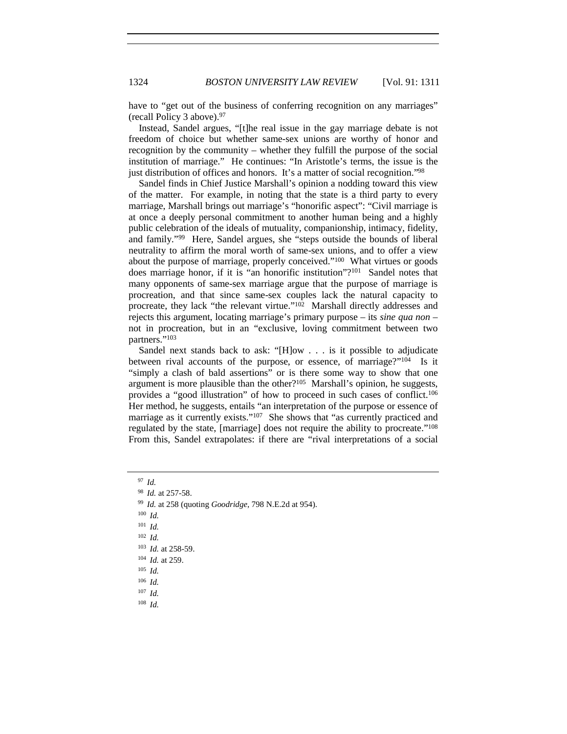have to "get out of the business of conferring recognition on any marriages" (recall Policy 3 above).[97]

Instead, Sandel argues, "[t]he real issue in the gay marriage debate is not freedom of choice but whether same-sex unions are worthy of honor and recognition by the community – whether they fulfill the purpose of the social institution of marriage." He continues: "In Aristotle's terms, the issue is the just distribution of offices and honors. It's a matter of social recognition."[98]

Sandel finds in Chief Justice Marshall's opinion a nodding toward this view of the matter. For example, in noting that the state is a third party to every marriage, Marshall brings out marriage's "honorific aspect": "Civil marriage is at once a deeply personal commitment to another human being and a highly public celebration of the ideals of mutuality, companionship, intimacy, fidelity, and family."[99] Here, Sandel argues, she "steps outside the bounds of liberal neutrality to affirm the moral worth of same-sex unions, and to offer a view about the purpose of marriage, properly conceived."[100] What virtues or goods does marriage honor, if it is "an honorific institution"?[101] Sandel notes that many opponents of same-sex marriage argue that the purpose of marriage is procreation, and that since same-sex couples lack the natural capacity to procreate, they lack "the relevant virtue."[102] Marshall directly addresses and rejects this argument, locating marriage's primary purpose – its *sine qua non* – not in procreation, but in an "exclusive, loving commitment between two partners."[103]

Sandel next stands back to ask: "[H]ow . . . is it possible to adjudicate between rival accounts of the purpose, or essence, of marriage?"[104] Is it "simply a clash of bald assertions" or is there some way to show that one argument is more plausible than the other?[105] Marshall's opinion, he suggests, provides a "good illustration" of how to proceed in such cases of conflict.[106] Her method, he suggests, entails "an interpretation of the purpose or essence of marriage as it currently exists."[107] She shows that "as currently practiced and regulated by the state, [marriage] does not require the ability to procreate."[108] From this, Sandel extrapolates: if there are "rival interpretations of a social

---

[97] *Id.*

[98] *Id.* at 257-58.

[99] *Id.* at 258 (quoting *Goodridge*, 798 N.E.2d at 954).

[100] *Id.*

[101] *Id.*

[102] *Id.*

[103] *Id.* at 258-59.

[104] *Id.* at 259.

[105] *Id.*

[106] *Id.*

[107] *Id.*

[108] *Id.*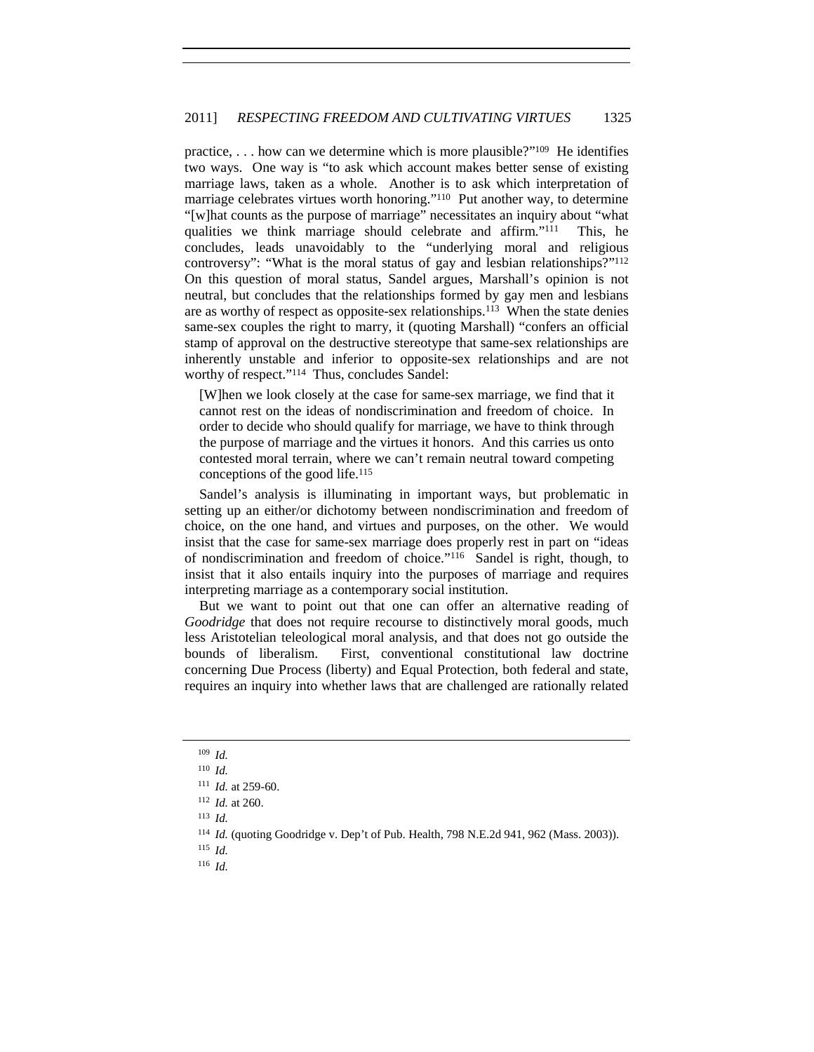practice, . . . how can we determine which is more plausible?"[109] He identifies two ways. One way is "to ask which account makes better sense of existing marriage laws, taken as a whole. Another is to ask which interpretation of marriage celebrates virtues worth honoring."[110] Put another way, to determine "[w]hat counts as the purpose of marriage" necessitates an inquiry about "what qualities we think marriage should celebrate and affirm."[111] This, he concludes, leads unavoidably to the "underlying moral and religious controversy": "What is the moral status of gay and lesbian relationships?"[112] On this question of moral status, Sandel argues, Marshall's opinion is not neutral, but concludes that the relationships formed by gay men and lesbians are as worthy of respect as opposite-sex relationships.[113] When the state denies same-sex couples the right to marry, it (quoting Marshall) "confers an official stamp of approval on the destructive stereotype that same-sex relationships are inherently unstable and inferior to opposite-sex relationships and are not worthy of respect."[114] Thus, concludes Sandel:

> [W]hen we look closely at the case for same-sex marriage, we find that it cannot rest on the ideas of nondiscrimination and freedom of choice. In order to decide who should qualify for marriage, we have to think through the purpose of marriage and the virtues it honors. And this carries us onto contested moral terrain, where we can't remain neutral toward competing conceptions of the good life.[115]

Sandel's analysis is illuminating in important ways, but problematic in setting up an either/or dichotomy between nondiscrimination and freedom of choice, on the one hand, and virtues and purposes, on the other. We would insist that the case for same-sex marriage does properly rest in part on "ideas of nondiscrimination and freedom of choice."[116] Sandel is right, though, to insist that it also entails inquiry into the purposes of marriage and requires interpreting marriage as a contemporary social institution.

But we want to point out that one can offer an alternative reading of *Goodridge* that does not require recourse to distinctively moral goods, much less Aristotelian teleological moral analysis, and that does not go outside the bounds of liberalism. First, conventional constitutional law doctrine concerning Due Process (liberty) and Equal Protection, both federal and state, requires an inquiry into whether laws that are challenged are rationally related

---

[109] *Id.*

[110] *Id.*

[111] *Id.* at 259-60.

[112] *Id.* at 260.

[113] *Id.*

[114] *Id.* (quoting Goodridge v. Dep't of Pub. Health, 798 N.E.2d 941, 962 (Mass. 2003)).

[115] *Id.*

[116] *Id.*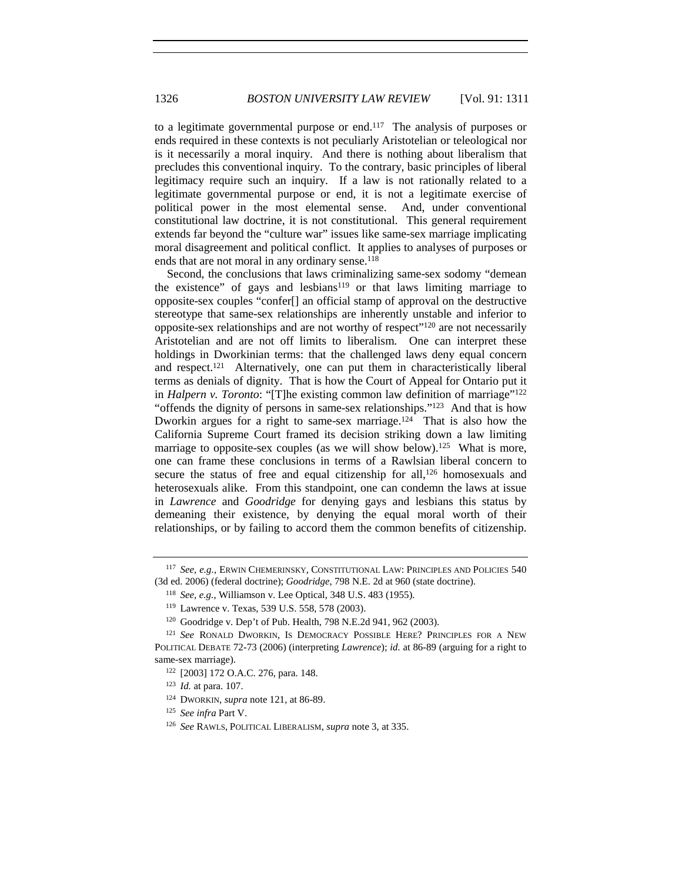to a legitimate governmental purpose or end.[117] The analysis of purposes or ends required in these contexts is not peculiarly Aristotelian or teleological nor is it necessarily a moral inquiry. And there is nothing about liberalism that precludes this conventional inquiry. To the contrary, basic principles of liberal legitimacy require such an inquiry. If a law is not rationally related to a legitimate governmental purpose or end, it is not a legitimate exercise of political power in the most elemental sense. And, under conventional constitutional law doctrine, it is not constitutional. This general requirement extends far beyond the "culture war" issues like same-sex marriage implicating moral disagreement and political conflict. It applies to analyses of purposes or ends that are not moral in any ordinary sense.[118]

Second, the conclusions that laws criminalizing same-sex sodomy "demean the existence" of gays and lesbians[119] or that laws limiting marriage to opposite-sex couples "confer[] an official stamp of approval on the destructive stereotype that same-sex relationships are inherently unstable and inferior to opposite-sex relationships and are not worthy of respect"[120] are not necessarily Aristotelian and are not off limits to liberalism. One can interpret these holdings in Dworkinian terms: that the challenged laws deny equal concern and respect.[121] Alternatively, one can put them in characteristically liberal terms as denials of dignity. That is how the Court of Appeal for Ontario put it in *Halpern v. Toronto*: "[T]he existing common law definition of marriage"[122] "offends the dignity of persons in same-sex relationships."[123] And that is how Dworkin argues for a right to same-sex marriage.[124] That is also how the California Supreme Court framed its decision striking down a law limiting marriage to opposite-sex couples (as we will show below).[125] What is more, one can frame these conclusions in terms of a Rawlsian liberal concern to secure the status of free and equal citizenship for all,[126] homosexuals and heterosexuals alike. From this standpoint, one can condemn the laws at issue in *Lawrence* and *Goodridge* for denying gays and lesbians this status by demeaning their existence, by denying the equal moral worth of their relationships, or by failing to accord them the common benefits of citizenship.

---

[117] *See, e.g.*, ERWIN CHEMERINSKY, CONSTITUTIONAL LAW: PRINCIPLES AND POLICIES 540 (3d ed. 2006) (federal doctrine); *Goodridge*, 798 N.E. 2d at 960 (state doctrine).

[118] *See, e.g.*, Williamson v. Lee Optical, 348 U.S. 483 (1955).

[119] Lawrence v. Texas, 539 U.S. 558, 578 (2003).

[120] Goodridge v. Dep't of Pub. Health, 798 N.E.2d 941, 962 (2003).

[121] *See* RONALD DWORKIN, IS DEMOCRACY POSSIBLE HERE? PRINCIPLES FOR A NEW POLITICAL DEBATE 72-73 (2006) (interpreting *Lawrence*); *id.* at 86-89 (arguing for a right to same-sex marriage).

[122] [2003] 172 O.A.C. 276, para. 148.

[123] *Id.* at para. 107.

[124] DWORKIN, *supra* note 121, at 86-89.

[125] *See infra* Part V.

[126] *See* RAWLS, POLITICAL LIBERALISM, *supra* note 3, at 335.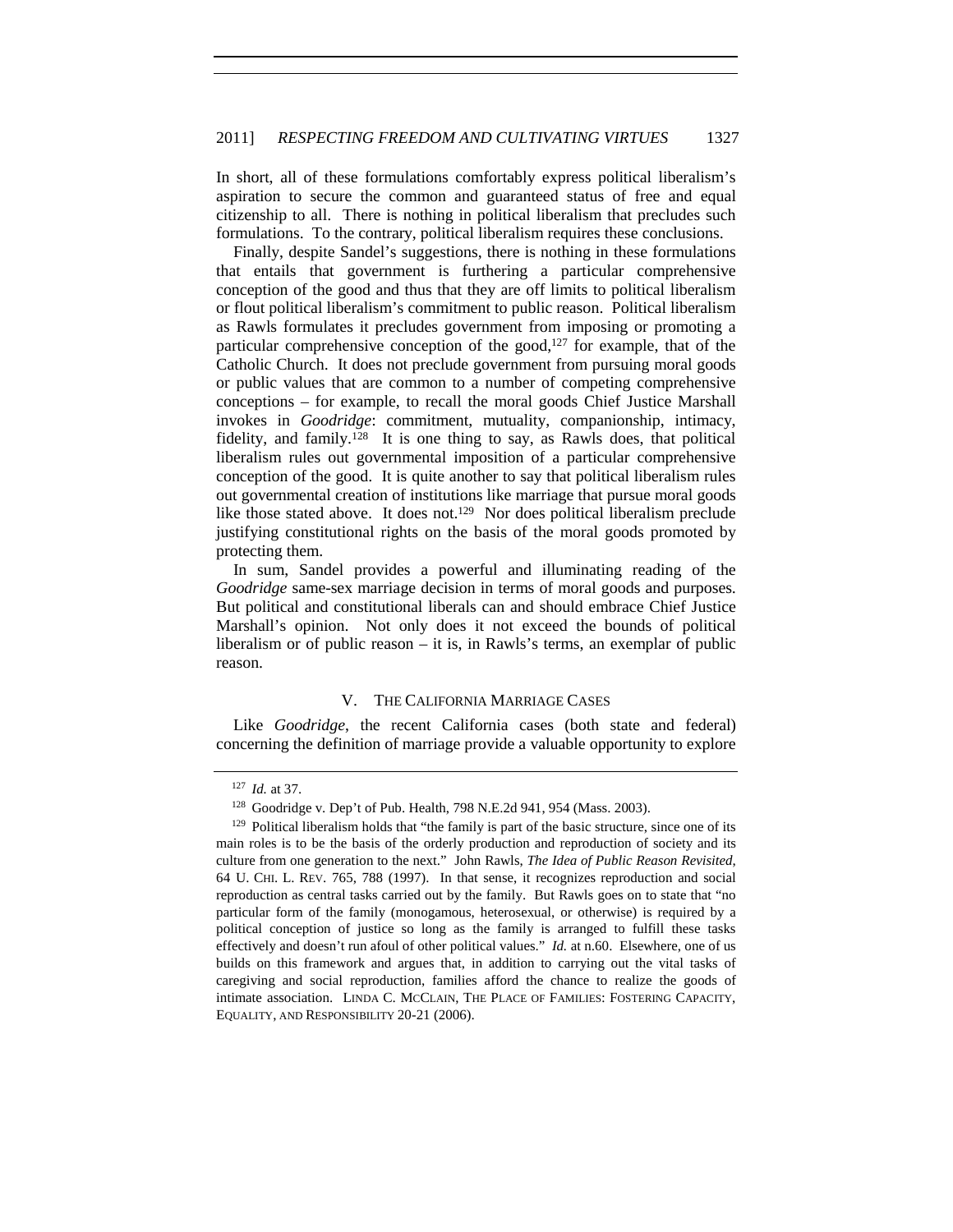In short, all of these formulations comfortably express political liberalism's aspiration to secure the common and guaranteed status of free and equal citizenship to all. There is nothing in political liberalism that precludes such formulations. To the contrary, political liberalism requires these conclusions.

Finally, despite Sandel's suggestions, there is nothing in these formulations that entails that government is furthering a particular comprehensive conception of the good and thus that they are off limits to political liberalism or flout political liberalism's commitment to public reason. Political liberalism as Rawls formulates it precludes government from imposing or promoting a particular comprehensive conception of the good,[127] for example, that of the Catholic Church. It does not preclude government from pursuing moral goods or public values that are common to a number of competing comprehensive conceptions – for example, to recall the moral goods Chief Justice Marshall invokes in *Goodridge*: commitment, mutuality, companionship, intimacy, fidelity, and family.[128] It is one thing to say, as Rawls does, that political liberalism rules out governmental imposition of a particular comprehensive conception of the good. It is quite another to say that political liberalism rules out governmental creation of institutions like marriage that pursue moral goods like those stated above. It does not.[129] Nor does political liberalism preclude justifying constitutional rights on the basis of the moral goods promoted by protecting them.

In sum, Sandel provides a powerful and illuminating reading of the *Goodridge* same-sex marriage decision in terms of moral goods and purposes. But political and constitutional liberals can and should embrace Chief Justice Marshall's opinion. Not only does it not exceed the bounds of political liberalism or of public reason – it is, in Rawls's terms, an exemplar of public reason.

## V. THE CALIFORNIA MARRIAGE CASES

Like *Goodridge*, the recent California cases (both state and federal) concerning the definition of marriage provide a valuable opportunity to explore

---

[127] *Id.* at 37.

[128] Goodridge v. Dep't of Pub. Health, 798 N.E.2d 941, 954 (Mass. 2003).

[129] Political liberalism holds that "the family is part of the basic structure, since one of its main roles is to be the basis of the orderly production and reproduction of society and its culture from one generation to the next." John Rawls, *The Idea of Public Reason Revisited*, 64 U. CHI. L. REV. 765, 788 (1997). In that sense, it recognizes reproduction and social reproduction as central tasks carried out by the family. But Rawls goes on to state that "no particular form of the family (monogamous, heterosexual, or otherwise) is required by a political conception of justice so long as the family is arranged to fulfill these tasks effectively and doesn't run afoul of other political values." *Id.* at n.60. Elsewhere, one of us builds on this framework and argues that, in addition to carrying out the vital tasks of caregiving and social reproduction, families afford the chance to realize the goods of intimate association. LINDA C. MCCLAIN, THE PLACE OF FAMILIES: FOSTERING CAPACITY, EQUALITY, AND RESPONSIBILITY 20-21 (2006).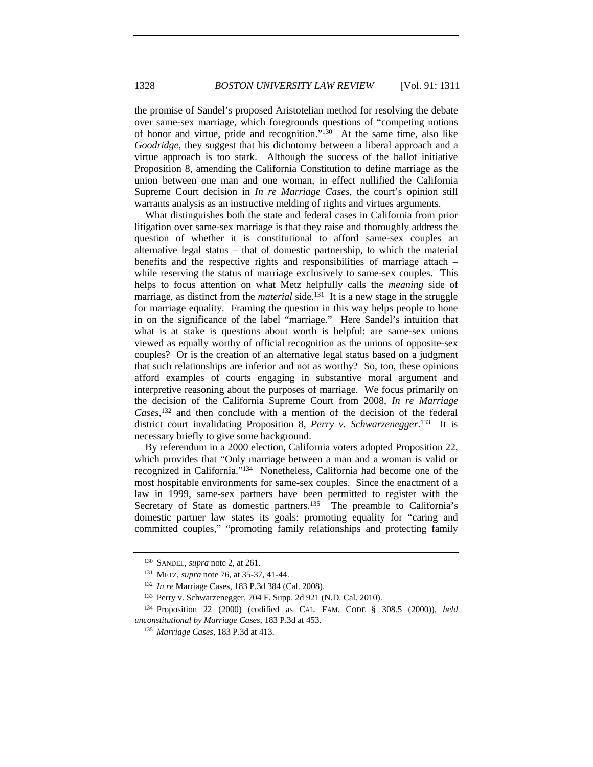the promise of Sandel's proposed Aristotelian method for resolving the debate over same-sex marriage, which foregrounds questions of "competing notions of honor and virtue, pride and recognition."[130] At the same time, also like *Goodridge*, they suggest that his dichotomy between a liberal approach and a virtue approach is too stark. Although the success of the ballot initiative Proposition 8, amending the California Constitution to define marriage as the union between one man and one woman, in effect nullified the California Supreme Court decision in *In re Marriage Cases*, the court's opinion still warrants analysis as an instructive melding of rights and virtues arguments.

What distinguishes both the state and federal cases in California from prior litigation over same-sex marriage is that they raise and thoroughly address the question of whether it is constitutional to afford same-sex couples an alternative legal status – that of domestic partnership, to which the material benefits and the respective rights and responsibilities of marriage attach – while reserving the status of marriage exclusively to same-sex couples. This helps to focus attention on what Metz helpfully calls the *meaning* side of marriage, as distinct from the *material* side.[131] It is a new stage in the struggle for marriage equality. Framing the question in this way helps people to hone in on the significance of the label "marriage." Here Sandel's intuition that what is at stake is questions about worth is helpful: are same-sex unions viewed as equally worthy of official recognition as the unions of opposite-sex couples? Or is the creation of an alternative legal status based on a judgment that such relationships are inferior and not as worthy? So, too, these opinions afford examples of courts engaging in substantive moral argument and interpretive reasoning about the purposes of marriage. We focus primarily on the decision of the California Supreme Court from 2008, *In re Marriage Cases*,[132] and then conclude with a mention of the decision of the federal district court invalidating Proposition 8, *Perry v. Schwarzenegger*.[133] It is necessary briefly to give some background.

By referendum in a 2000 election, California voters adopted Proposition 22, which provides that "Only marriage between a man and a woman is valid or recognized in California."[134] Nonetheless, California had become one of the most hospitable environments for same-sex couples. Since the enactment of a law in 1999, same-sex partners have been permitted to register with the Secretary of State as domestic partners.[135] The preamble to California's domestic partner law states its goals: promoting equality for "caring and committed couples," "promoting family relationships and protecting family

---

[130] SANDEL, *supra* note 2, at 261.

[131] METZ, *supra* note 76, at 35-37, 41-44.

[132] *In re* Marriage Cases, 183 P.3d 384 (Cal. 2008).

[133] Perry v. Schwarzenegger, 704 F. Supp. 2d 921 (N.D. Cal. 2010).

[134] Proposition 22 (2000) (codified as CAL. FAM. CODE § 308.5 (2000)), *held unconstitutional by Marriage Cases*, 183 P.3d at 453.

[135] *Marriage Cases*, 183 P.3d at 413.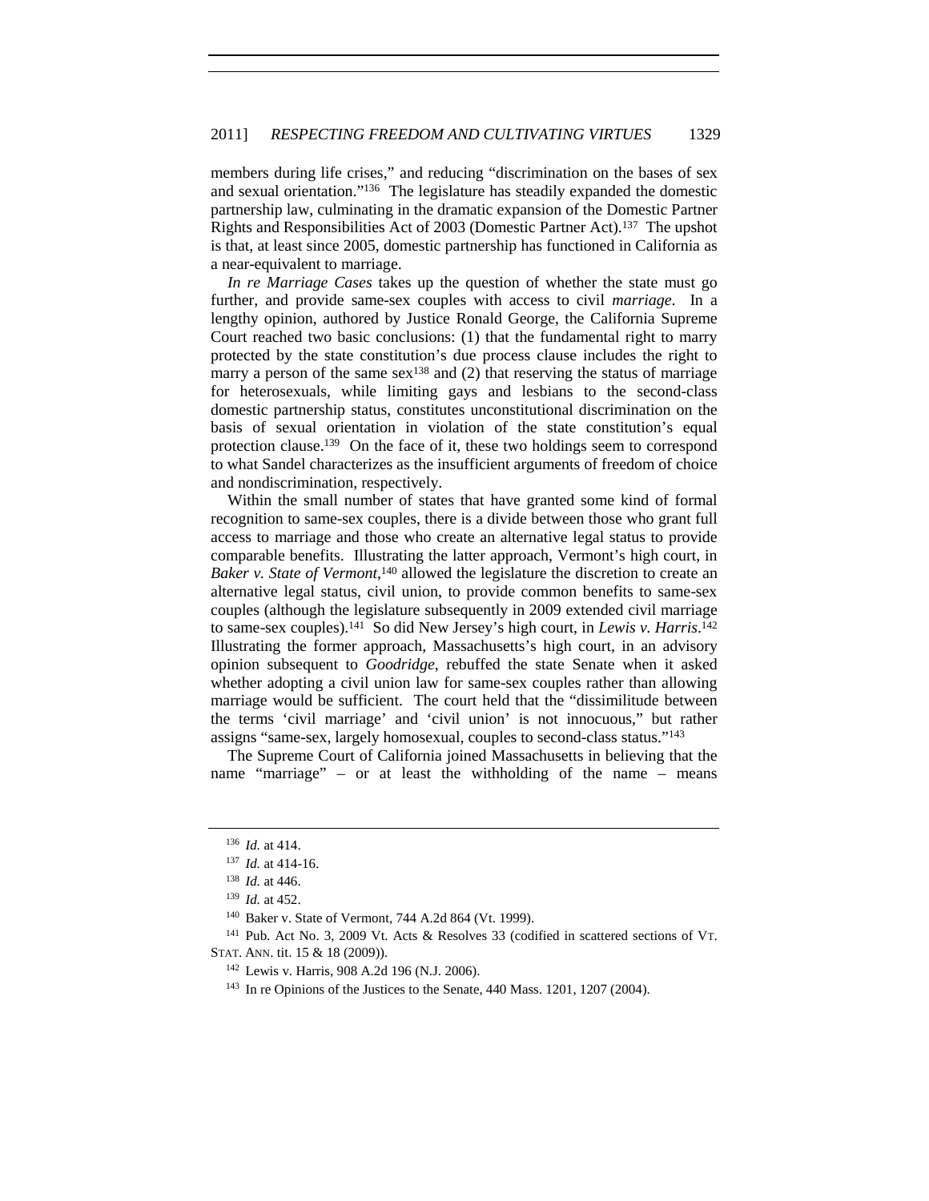members during life crises," and reducing "discrimination on the bases of sex and sexual orientation."[136] The legislature has steadily expanded the domestic partnership law, culminating in the dramatic expansion of the Domestic Partner Rights and Responsibilities Act of 2003 (Domestic Partner Act).[137] The upshot is that, at least since 2005, domestic partnership has functioned in California as a near-equivalent to marriage.

*In re Marriage Cases* takes up the question of whether the state must go further, and provide same-sex couples with access to civil *marriage*. In a lengthy opinion, authored by Justice Ronald George, the California Supreme Court reached two basic conclusions: (1) that the fundamental right to marry protected by the state constitution's due process clause includes the right to marry a person of the same sex[138] and (2) that reserving the status of marriage for heterosexuals, while limiting gays and lesbians to the second-class domestic partnership status, constitutes unconstitutional discrimination on the basis of sexual orientation in violation of the state constitution's equal protection clause.[139] On the face of it, these two holdings seem to correspond to what Sandel characterizes as the insufficient arguments of freedom of choice and nondiscrimination, respectively.

Within the small number of states that have granted some kind of formal recognition to same-sex couples, there is a divide between those who grant full access to marriage and those who create an alternative legal status to provide comparable benefits. Illustrating the latter approach, Vermont's high court, in *Baker v. State of Vermont*,[140] allowed the legislature the discretion to create an alternative legal status, civil union, to provide common benefits to same-sex couples (although the legislature subsequently in 2009 extended civil marriage to same-sex couples).[141] So did New Jersey's high court, in *Lewis v. Harris*.[142] Illustrating the former approach, Massachusetts's high court, in an advisory opinion subsequent to *Goodridge*, rebuffed the state Senate when it asked whether adopting a civil union law for same-sex couples rather than allowing marriage would be sufficient. The court held that the "dissimilitude between the terms 'civil marriage' and 'civil union' is not innocuous," but rather assigns "same-sex, largely homosexual, couples to second-class status."[143]

The Supreme Court of California joined Massachusetts in believing that the name "marriage" – or at least the withholding of the name – means

---

[136] *Id.* at 414.

[137] *Id.* at 414-16.

[138] *Id.* at 446.

[139] *Id.* at 452.

[140] Baker v. State of Vermont, 744 A.2d 864 (Vt. 1999).

[141] Pub. Act No. 3, 2009 Vt. Acts & Resolves 33 (codified in scattered sections of VT. STAT. ANN. tit. 15 & 18 (2009)).

[142] Lewis v. Harris, 908 A.2d 196 (N.J. 2006).

[143] In re Opinions of the Justices to the Senate, 440 Mass. 1201, 1207 (2004).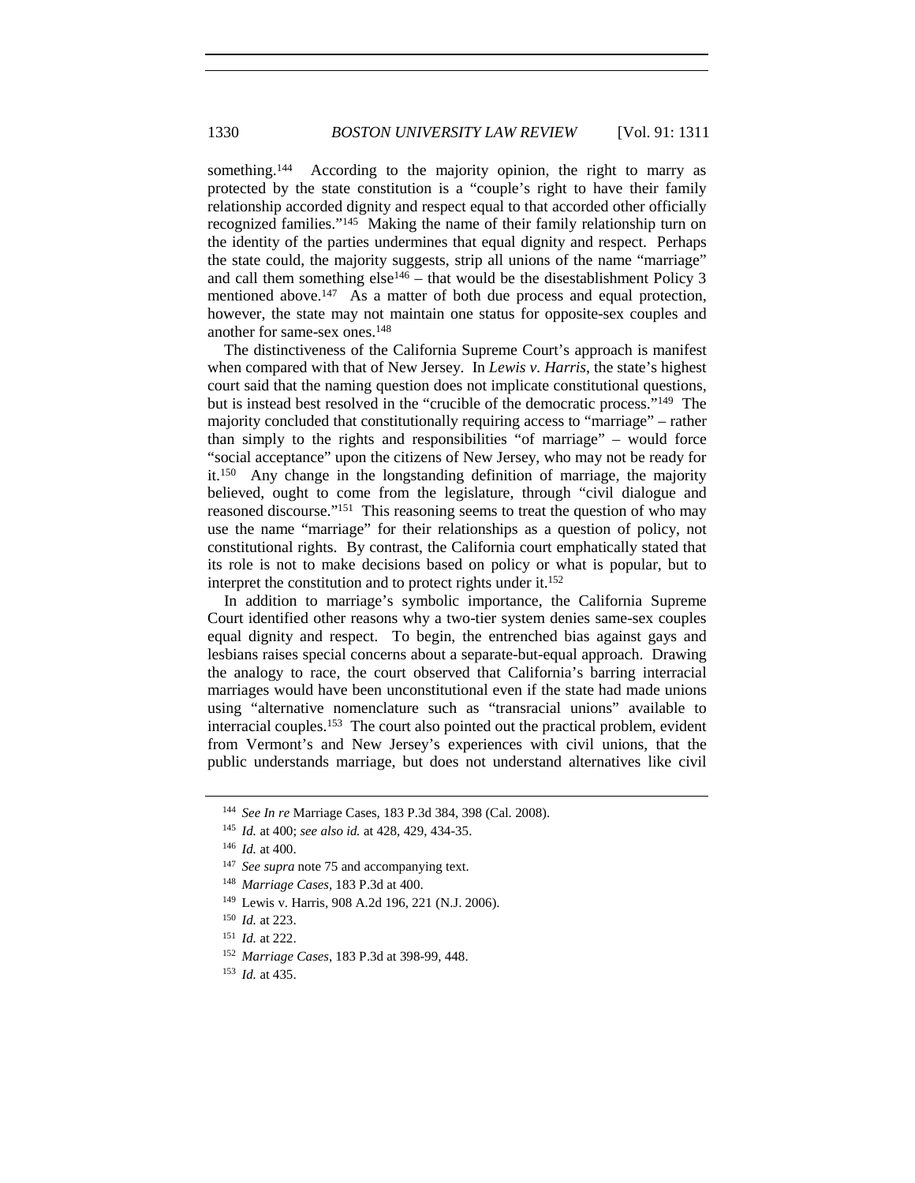something.[144] According to the majority opinion, the right to marry as protected by the state constitution is a "couple's right to have their family relationship accorded dignity and respect equal to that accorded other officially recognized families."[145] Making the name of their family relationship turn on the identity of the parties undermines that equal dignity and respect. Perhaps the state could, the majority suggests, strip all unions of the name "marriage" and call them something else[146] – that would be the disestablishment Policy 3 mentioned above.[147] As a matter of both due process and equal protection, however, the state may not maintain one status for opposite-sex couples and another for same-sex ones.[148]

The distinctiveness of the California Supreme Court's approach is manifest when compared with that of New Jersey. In *Lewis v. Harris*, the state's highest court said that the naming question does not implicate constitutional questions, but is instead best resolved in the "crucible of the democratic process."[149] The majority concluded that constitutionally requiring access to "marriage" – rather than simply to the rights and responsibilities "of marriage" – would force "social acceptance" upon the citizens of New Jersey, who may not be ready for it.[150] Any change in the longstanding definition of marriage, the majority believed, ought to come from the legislature, through "civil dialogue and reasoned discourse."[151] This reasoning seems to treat the question of who may use the name "marriage" for their relationships as a question of policy, not constitutional rights. By contrast, the California court emphatically stated that its role is not to make decisions based on policy or what is popular, but to interpret the constitution and to protect rights under it.[152]

In addition to marriage's symbolic importance, the California Supreme Court identified other reasons why a two-tier system denies same-sex couples equal dignity and respect. To begin, the entrenched bias against gays and lesbians raises special concerns about a separate-but-equal approach. Drawing the analogy to race, the court observed that California's barring interracial marriages would have been unconstitutional even if the state had made unions using "alternative nomenclature such as "transracial unions" available to interracial couples.[153] The court also pointed out the practical problem, evident from Vermont's and New Jersey's experiences with civil unions, that the public understands marriage, but does not understand alternatives like civil

[144] *See In re* Marriage Cases, 183 P.3d 384, 398 (Cal. 2008).

[145] *Id.* at 400; *see also id.* at 428, 429, 434-35.

[146] *Id.* at 400.

[147] *See supra* note 75 and accompanying text.

[148] *Marriage Cases*, 183 P.3d at 400.

[149] Lewis v. Harris, 908 A.2d 196, 221 (N.J. 2006).

[150] *Id.* at 223.

[151] *Id.* at 222.

[152] *Marriage Cases*, 183 P.3d at 398-99, 448.

[153] *Id.* at 435.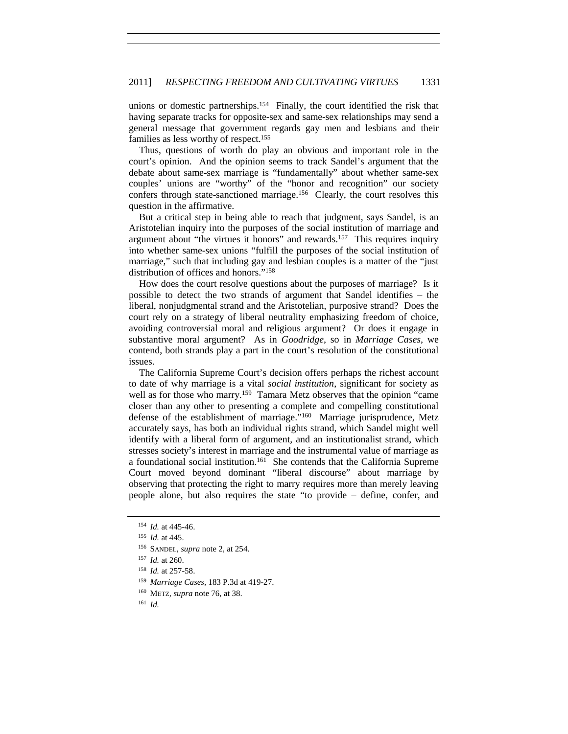unions or domestic partnerships.[154] Finally, the court identified the risk that having separate tracks for opposite-sex and same-sex relationships may send a general message that government regards gay men and lesbians and their families as less worthy of respect.[155]

Thus, questions of worth do play an obvious and important role in the court's opinion. And the opinion seems to track Sandel's argument that the debate about same-sex marriage is "fundamentally" about whether same-sex couples' unions are "worthy" of the "honor and recognition" our society confers through state-sanctioned marriage.[156] Clearly, the court resolves this question in the affirmative.

But a critical step in being able to reach that judgment, says Sandel, is an Aristotelian inquiry into the purposes of the social institution of marriage and argument about "the virtues it honors" and rewards.[157] This requires inquiry into whether same-sex unions "fulfill the purposes of the social institution of marriage," such that including gay and lesbian couples is a matter of the "just distribution of offices and honors."[158]

How does the court resolve questions about the purposes of marriage? Is it possible to detect the two strands of argument that Sandel identifies – the liberal, nonjudgmental strand and the Aristotelian, purposive strand? Does the court rely on a strategy of liberal neutrality emphasizing freedom of choice, avoiding controversial moral and religious argument? Or does it engage in substantive moral argument? As in *Goodridge*, so in *Marriage Cases*, we contend, both strands play a part in the court's resolution of the constitutional issues.

The California Supreme Court's decision offers perhaps the richest account to date of why marriage is a vital *social institution*, significant for society as well as for those who marry.[159] Tamara Metz observes that the opinion "came closer than any other to presenting a complete and compelling constitutional defense of the establishment of marriage."[160] Marriage jurisprudence, Metz accurately says, has both an individual rights strand, which Sandel might well identify with a liberal form of argument, and an institutionalist strand, which stresses society's interest in marriage and the instrumental value of marriage as a foundational social institution.[161] She contends that the California Supreme Court moved beyond dominant "liberal discourse" about marriage by observing that protecting the right to marry requires more than merely leaving people alone, but also requires the state "to provide – define, confer, and

---

[154] *Id.* at 445-46.

[155] *Id.* at 445.

[156] SANDEL, *supra* note 2, at 254.

[157] *Id.* at 260.

[158] *Id.* at 257-58.

[159] *Marriage Cases*, 183 P.3d at 419-27.

[160] METZ, *supra* note 76, at 38.

[161] *Id.*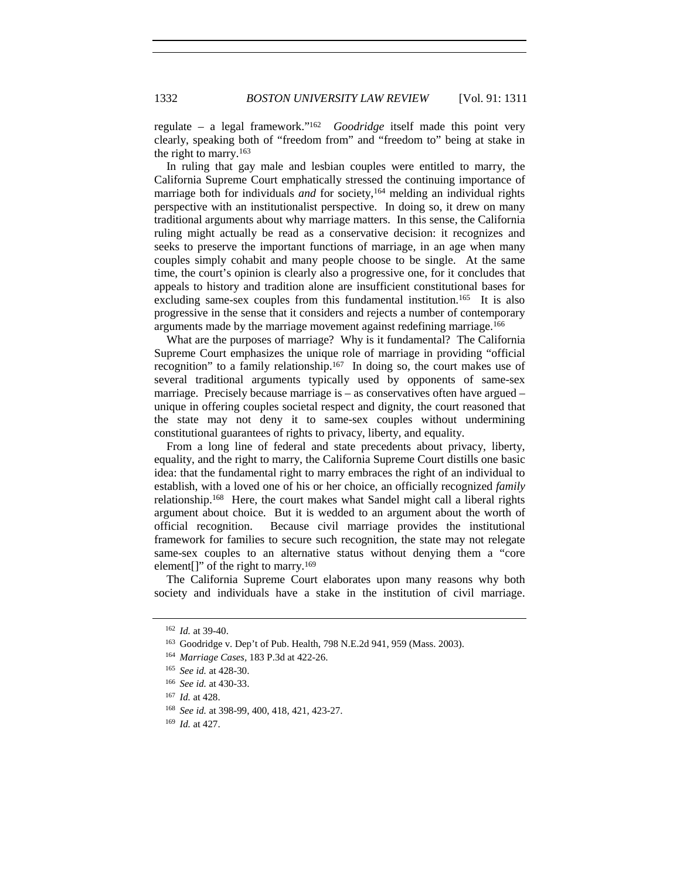regulate – a legal framework."[162] *Goodridge* itself made this point very clearly, speaking both of "freedom from" and "freedom to" being at stake in the right to marry.[163]

In ruling that gay male and lesbian couples were entitled to marry, the California Supreme Court emphatically stressed the continuing importance of marriage both for individuals *and* for society,[164] melding an individual rights perspective with an institutionalist perspective. In doing so, it drew on many traditional arguments about why marriage matters. In this sense, the California ruling might actually be read as a conservative decision: it recognizes and seeks to preserve the important functions of marriage, in an age when many couples simply cohabit and many people choose to be single. At the same time, the court's opinion is clearly also a progressive one, for it concludes that appeals to history and tradition alone are insufficient constitutional bases for excluding same-sex couples from this fundamental institution.[165] It is also progressive in the sense that it considers and rejects a number of contemporary arguments made by the marriage movement against redefining marriage.[166]

What are the purposes of marriage? Why is it fundamental? The California Supreme Court emphasizes the unique role of marriage in providing "official recognition" to a family relationship.[167] In doing so, the court makes use of several traditional arguments typically used by opponents of same-sex marriage. Precisely because marriage is – as conservatives often have argued – unique in offering couples societal respect and dignity, the court reasoned that the state may not deny it to same-sex couples without undermining constitutional guarantees of rights to privacy, liberty, and equality.

From a long line of federal and state precedents about privacy, liberty, equality, and the right to marry, the California Supreme Court distills one basic idea: that the fundamental right to marry embraces the right of an individual to establish, with a loved one of his or her choice, an officially recognized *family* relationship.[168] Here, the court makes what Sandel might call a liberal rights argument about choice. But it is wedded to an argument about the worth of official recognition. Because civil marriage provides the institutional framework for families to secure such recognition, the state may not relegate same-sex couples to an alternative status without denying them a "core element[]" of the right to marry.[169]

The California Supreme Court elaborates upon many reasons why both society and individuals have a stake in the institution of civil marriage.

---

[162] *Id.* at 39-40.

[163] Goodridge v. Dep't of Pub. Health, 798 N.E.2d 941, 959 (Mass. 2003).

[164] *Marriage Cases*, 183 P.3d at 422-26.

[165] *See id.* at 428-30.

[166] *See id.* at 430-33.

[167] *Id.* at 428.

[168] *See id.* at 398-99, 400, 418, 421, 423-27.

[169] *Id.* at 427.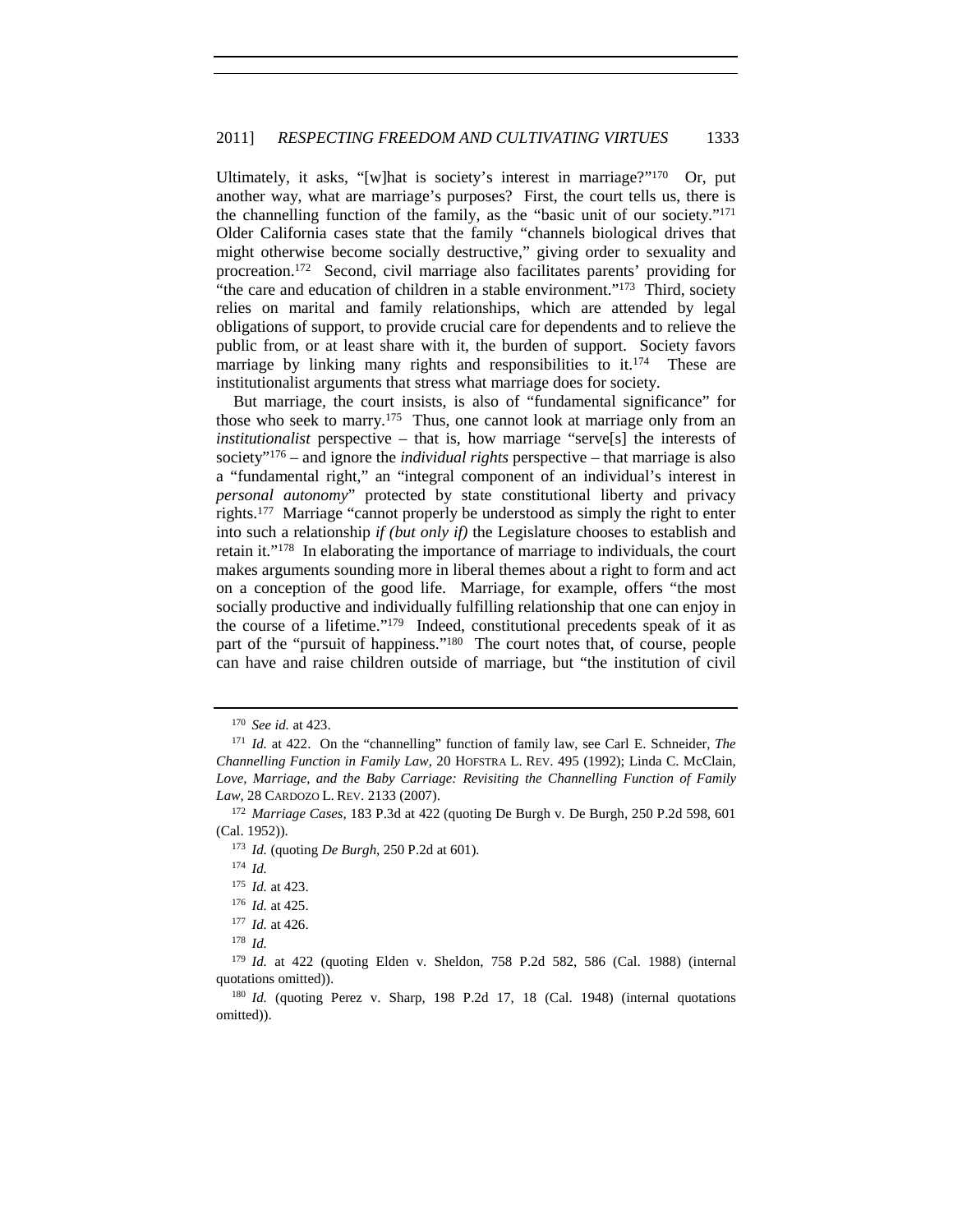Ultimately, it asks, "[w]hat is society's interest in marriage?"[170] Or, put another way, what are marriage's purposes? First, the court tells us, there is the channelling function of the family, as the "basic unit of our society."[171] Older California cases state that the family "channels biological drives that might otherwise become socially destructive," giving order to sexuality and procreation.[172] Second, civil marriage also facilitates parents' providing for "the care and education of children in a stable environment."[173] Third, society relies on marital and family relationships, which are attended by legal obligations of support, to provide crucial care for dependents and to relieve the public from, or at least share with it, the burden of support. Society favors marriage by linking many rights and responsibilities to it.[174] These are institutionalist arguments that stress what marriage does for society.

But marriage, the court insists, is also of "fundamental significance" for those who seek to marry.[175] Thus, one cannot look at marriage only from an *institutionalist* perspective – that is, how marriage "serve[s] the interests of society"[176] – and ignore the *individual rights* perspective – that marriage is also a "fundamental right," an "integral component of an individual's interest in *personal autonomy*" protected by state constitutional liberty and privacy rights.[177] Marriage "cannot properly be understood as simply the right to enter into such a relationship *if (but only if)* the Legislature chooses to establish and retain it."[178] In elaborating the importance of marriage to individuals, the court makes arguments sounding more in liberal themes about a right to form and act on a conception of the good life. Marriage, for example, offers "the most socially productive and individually fulfilling relationship that one can enjoy in the course of a lifetime."[179] Indeed, constitutional precedents speak of it as part of the "pursuit of happiness."[180] The court notes that, of course, people can have and raise children outside of marriage, but "the institution of civil

---

[170] *See id.* at 423.

[171] *Id.* at 422. On the "channelling" function of family law, see Carl E. Schneider, *The Channelling Function in Family Law*, 20 HOFSTRA L. REV. 495 (1992); Linda C. McClain, *Love, Marriage, and the Baby Carriage: Revisiting the Channelling Function of Family Law*, 28 CARDOZO L. REV. 2133 (2007).

[172] *Marriage Cases*, 183 P.3d at 422 (quoting De Burgh v. De Burgh, 250 P.2d 598, 601 (Cal. 1952)).

[173] *Id.* (quoting *De Burgh*, 250 P.2d at 601).

[174] *Id.*

[175] *Id.* at 423.

[176] *Id.* at 425.

[177] *Id.* at 426.

[178] *Id.*

[179] *Id.* at 422 (quoting Elden v. Sheldon, 758 P.2d 582, 586 (Cal. 1988) (internal quotations omitted)).

[180] *Id.* (quoting Perez v. Sharp, 198 P.2d 17, 18 (Cal. 1948) (internal quotations omitted)).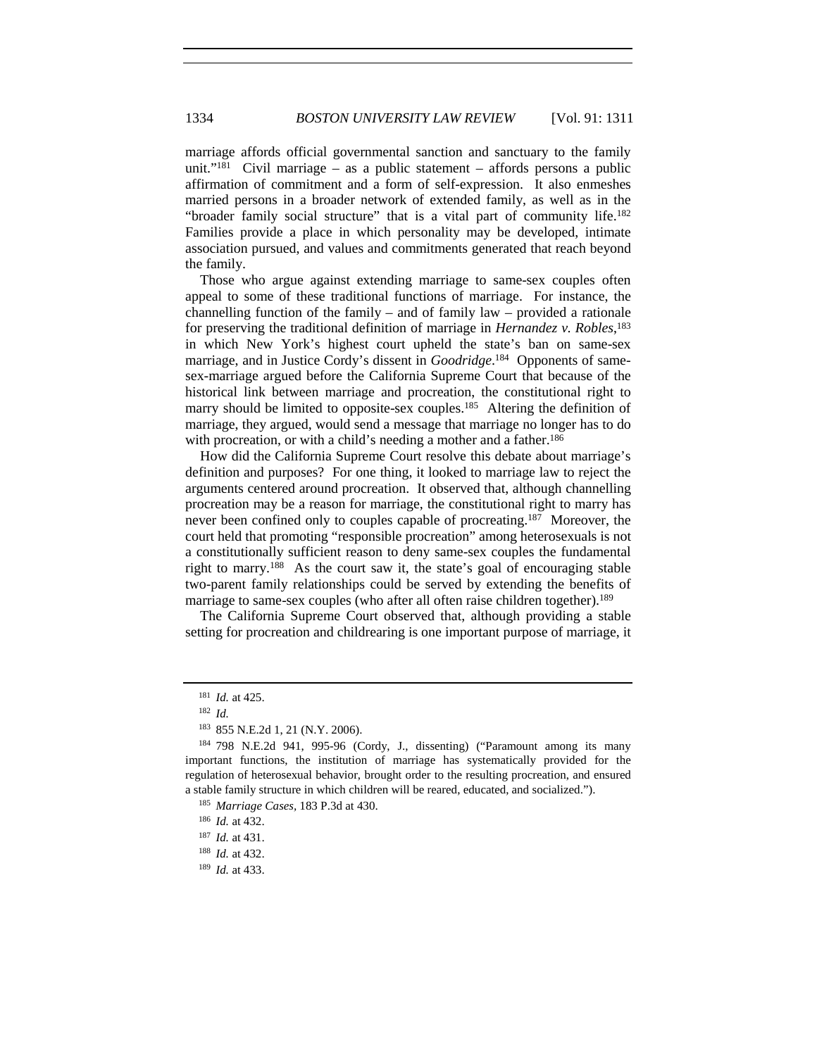marriage affords official governmental sanction and sanctuary to the family unit."[181] Civil marriage – as a public statement – affords persons a public affirmation of commitment and a form of self-expression. It also enmeshes married persons in a broader network of extended family, as well as in the "broader family social structure" that is a vital part of community life.[182] Families provide a place in which personality may be developed, intimate association pursued, and values and commitments generated that reach beyond the family.

Those who argue against extending marriage to same-sex couples often appeal to some of these traditional functions of marriage. For instance, the channelling function of the family – and of family law – provided a rationale for preserving the traditional definition of marriage in *Hernandez v. Robles*,[183] in which New York's highest court upheld the state's ban on same-sex marriage, and in Justice Cordy's dissent in *Goodridge*.[184] Opponents of same-sex-marriage argued before the California Supreme Court that because of the historical link between marriage and procreation, the constitutional right to marry should be limited to opposite-sex couples.[185] Altering the definition of marriage, they argued, would send a message that marriage no longer has to do with procreation, or with a child's needing a mother and a father.[186]

How did the California Supreme Court resolve this debate about marriage's definition and purposes? For one thing, it looked to marriage law to reject the arguments centered around procreation. It observed that, although channelling procreation may be a reason for marriage, the constitutional right to marry has never been confined only to couples capable of procreating.[187] Moreover, the court held that promoting "responsible procreation" among heterosexuals is not a constitutionally sufficient reason to deny same-sex couples the fundamental right to marry.[188] As the court saw it, the state's goal of encouraging stable two-parent family relationships could be served by extending the benefits of marriage to same-sex couples (who after all often raise children together).[189]

The California Supreme Court observed that, although providing a stable setting for procreation and childrearing is one important purpose of marriage, it

---

[181] *Id.* at 425.

[182] *Id.*

[183] 855 N.E.2d 1, 21 (N.Y. 2006).

[184] 798 N.E.2d 941, 995-96 (Cordy, J., dissenting) ("Paramount among its many important functions, the institution of marriage has systematically provided for the regulation of heterosexual behavior, brought order to the resulting procreation, and ensured a stable family structure in which children will be reared, educated, and socialized.").

[185] *Marriage Cases*, 183 P.3d at 430.

[186] *Id.* at 432.

[187] *Id.* at 431.

[188] *Id.* at 432.

[189] *Id.* at 433.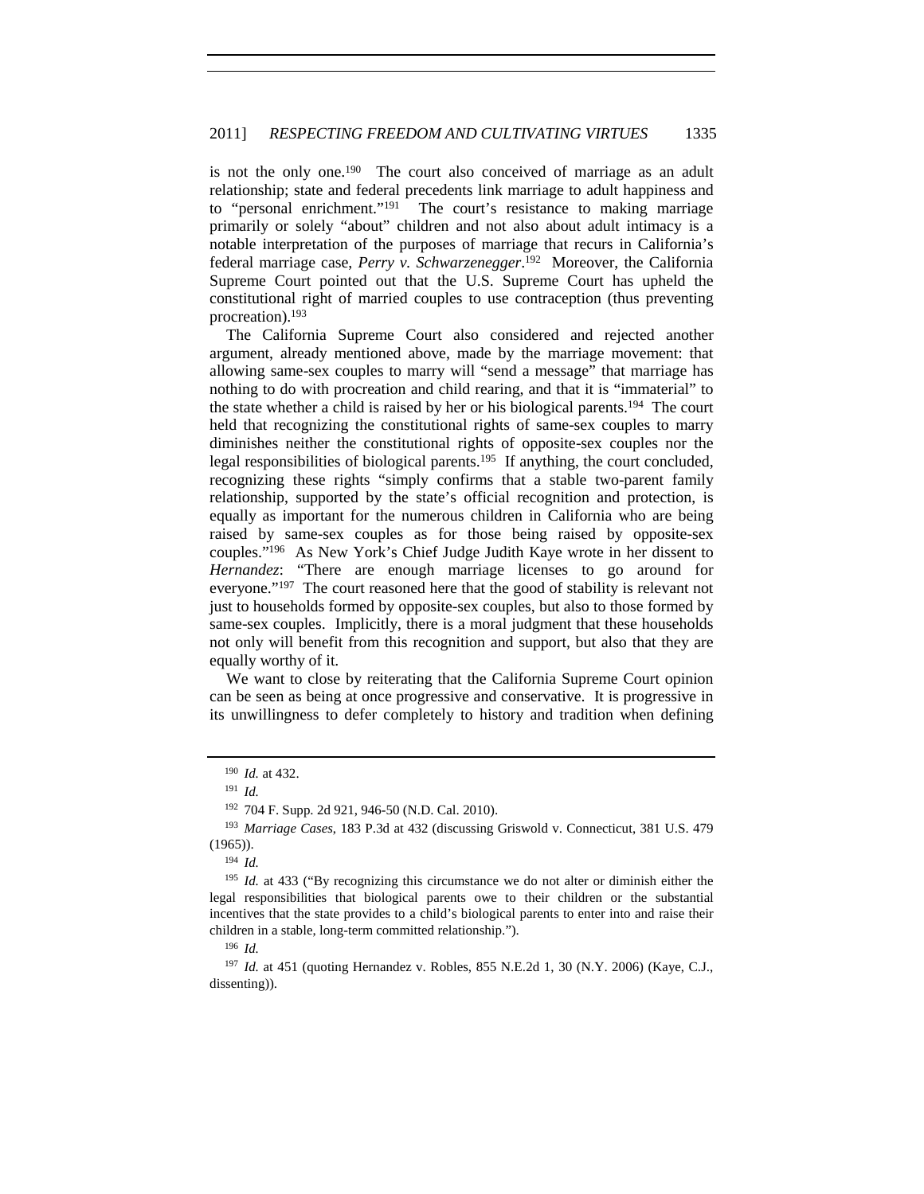is not the only one.[190] The court also conceived of marriage as an adult relationship; state and federal precedents link marriage to adult happiness and to "personal enrichment."[191] The court's resistance to making marriage primarily or solely "about" children and not also about adult intimacy is a notable interpretation of the purposes of marriage that recurs in California's federal marriage case, *Perry v. Schwarzenegger*.[192] Moreover, the California Supreme Court pointed out that the U.S. Supreme Court has upheld the constitutional right of married couples to use contraception (thus preventing procreation).[193]

The California Supreme Court also considered and rejected another argument, already mentioned above, made by the marriage movement: that allowing same-sex couples to marry will "send a message" that marriage has nothing to do with procreation and child rearing, and that it is "immaterial" to the state whether a child is raised by her or his biological parents.[194] The court held that recognizing the constitutional rights of same-sex couples to marry diminishes neither the constitutional rights of opposite-sex couples nor the legal responsibilities of biological parents.[195] If anything, the court concluded, recognizing these rights "simply confirms that a stable two-parent family relationship, supported by the state's official recognition and protection, is equally as important for the numerous children in California who are being raised by same-sex couples as for those being raised by opposite-sex couples."[196] As New York's Chief Judge Judith Kaye wrote in her dissent to *Hernandez*: "There are enough marriage licenses to go around for everyone."[197] The court reasoned here that the good of stability is relevant not just to households formed by opposite-sex couples, but also to those formed by same-sex couples. Implicitly, there is a moral judgment that these households not only will benefit from this recognition and support, but also that they are equally worthy of it.

We want to close by reiterating that the California Supreme Court opinion can be seen as being at once progressive and conservative. It is progressive in its unwillingness to defer completely to history and tradition when defining

---

[190] *Id.* at 432.

[191] *Id.*

[192] 704 F. Supp. 2d 921, 946-50 (N.D. Cal. 2010).

[193] *Marriage Cases*, 183 P.3d at 432 (discussing Griswold v. Connecticut, 381 U.S. 479 (1965)).

[194] *Id.*

[195] *Id.* at 433 ("By recognizing this circumstance we do not alter or diminish either the legal responsibilities that biological parents owe to their children or the substantial incentives that the state provides to a child's biological parents to enter into and raise their children in a stable, long-term committed relationship.").

[196] *Id.*

[197] *Id.* at 451 (quoting Hernandez v. Robles, 855 N.E.2d 1, 30 (N.Y. 2006) (Kaye, C.J., dissenting)).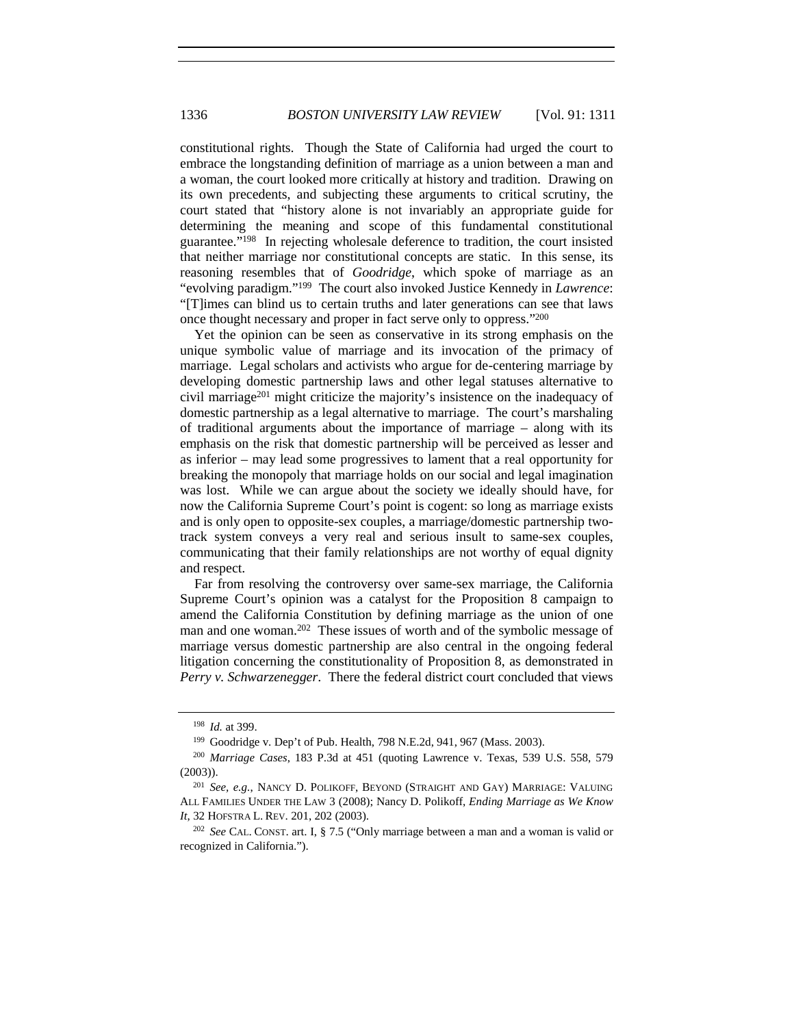constitutional rights. Though the State of California had urged the court to embrace the longstanding definition of marriage as a union between a man and a woman, the court looked more critically at history and tradition. Drawing on its own precedents, and subjecting these arguments to critical scrutiny, the court stated that "history alone is not invariably an appropriate guide for determining the meaning and scope of this fundamental constitutional guarantee."[198] In rejecting wholesale deference to tradition, the court insisted that neither marriage nor constitutional concepts are static. In this sense, its reasoning resembles that of *Goodridge*, which spoke of marriage as an "evolving paradigm."[199] The court also invoked Justice Kennedy in *Lawrence*: "[T]imes can blind us to certain truths and later generations can see that laws once thought necessary and proper in fact serve only to oppress."[200]

Yet the opinion can be seen as conservative in its strong emphasis on the unique symbolic value of marriage and its invocation of the primacy of marriage. Legal scholars and activists who argue for de-centering marriage by developing domestic partnership laws and other legal statuses alternative to civil marriage[201] might criticize the majority's insistence on the inadequacy of domestic partnership as a legal alternative to marriage. The court's marshaling of traditional arguments about the importance of marriage – along with its emphasis on the risk that domestic partnership will be perceived as lesser and as inferior – may lead some progressives to lament that a real opportunity for breaking the monopoly that marriage holds on our social and legal imagination was lost. While we can argue about the society we ideally should have, for now the California Supreme Court's point is cogent: so long as marriage exists and is only open to opposite-sex couples, a marriage/domestic partnership two-track system conveys a very real and serious insult to same-sex couples, communicating that their family relationships are not worthy of equal dignity and respect.

Far from resolving the controversy over same-sex marriage, the California Supreme Court's opinion was a catalyst for the Proposition 8 campaign to amend the California Constitution by defining marriage as the union of one man and one woman.[202] These issues of worth and of the symbolic message of marriage versus domestic partnership are also central in the ongoing federal litigation concerning the constitutionality of Proposition 8, as demonstrated in *Perry v. Schwarzenegger*. There the federal district court concluded that views

---

[198] *Id.* at 399.

[199] Goodridge v. Dep't of Pub. Health, 798 N.E.2d, 941, 967 (Mass. 2003).

[200] *Marriage Cases*, 183 P.3d at 451 (quoting Lawrence v. Texas, 539 U.S. 558, 579 (2003)).

[201] *See, e.g.*, NANCY D. POLIKOFF, BEYOND (STRAIGHT AND GAY) MARRIAGE: VALUING ALL FAMILIES UNDER THE LAW 3 (2008); Nancy D. Polikoff, *Ending Marriage as We Know It*, 32 HOFSTRA L. REV. 201, 202 (2003).

[202] *See* CAL. CONST. art. I, § 7.5 ("Only marriage between a man and a woman is valid or recognized in California.").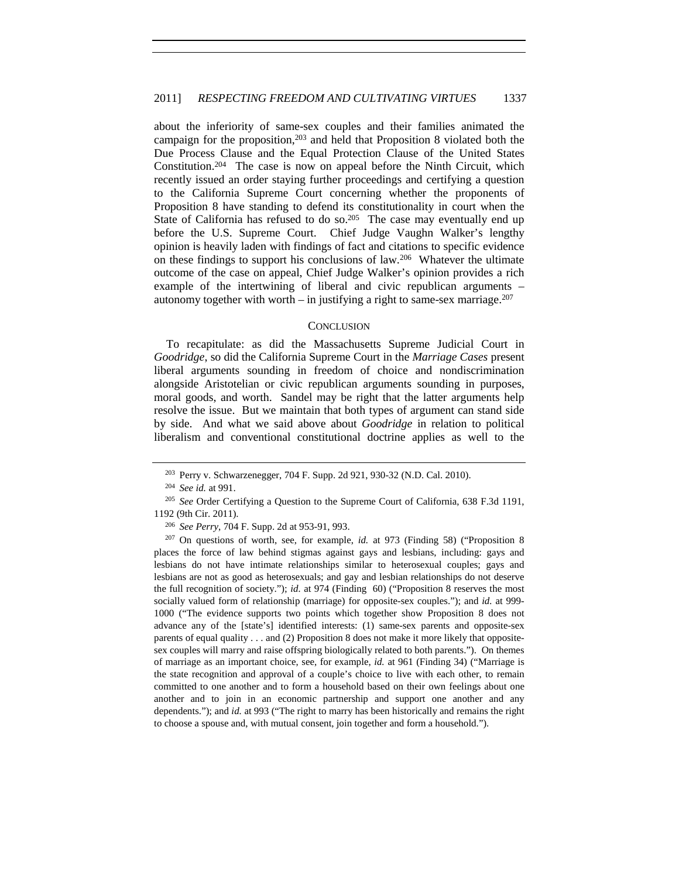about the inferiority of same-sex couples and their families animated the campaign for the proposition,[203] and held that Proposition 8 violated both the Due Process Clause and the Equal Protection Clause of the United States Constitution.[204] The case is now on appeal before the Ninth Circuit, which recently issued an order staying further proceedings and certifying a question to the California Supreme Court concerning whether the proponents of Proposition 8 have standing to defend its constitutionality in court when the State of California has refused to do so.[205] The case may eventually end up before the U.S. Supreme Court. Chief Judge Vaughn Walker's lengthy opinion is heavily laden with findings of fact and citations to specific evidence on these findings to support his conclusions of law.[206] Whatever the ultimate outcome of the case on appeal, Chief Judge Walker's opinion provides a rich example of the intertwining of liberal and civic republican arguments – autonomy together with worth – in justifying a right to same-sex marriage.[207]

## CONCLUSION

To recapitulate: as did the Massachusetts Supreme Judicial Court in *Goodridge*, so did the California Supreme Court in the *Marriage Cases* present liberal arguments sounding in freedom of choice and nondiscrimination alongside Aristotelian or civic republican arguments sounding in purposes, moral goods, and worth. Sandel may be right that the latter arguments help resolve the issue. But we maintain that both types of argument can stand side by side. And what we said above about *Goodridge* in relation to political liberalism and conventional constitutional doctrine applies as well to the

---

[203] Perry v. Schwarzenegger, 704 F. Supp. 2d 921, 930-32 (N.D. Cal. 2010).

[204] *See id.* at 991.

[205] *See* Order Certifying a Question to the Supreme Court of California, 638 F.3d 1191, 1192 (9th Cir. 2011).

[206] *See Perry*, 704 F. Supp. 2d at 953-91, 993.

[207] On questions of worth, see, for example, *id.* at 973 (Finding 58) ("Proposition 8 places the force of law behind stigmas against gays and lesbians, including: gays and lesbians do not have intimate relationships similar to heterosexual couples; gays and lesbians are not as good as heterosexuals; and gay and lesbian relationships do not deserve the full recognition of society."); *id.* at 974 (Finding 60) ("Proposition 8 reserves the most socially valued form of relationship (marriage) for opposite-sex couples."); and *id.* at 999-1000 ("The evidence supports two points which together show Proposition 8 does not advance any of the [state's] identified interests: (1) same-sex parents and opposite-sex parents of equal quality . . . and (2) Proposition 8 does not make it more likely that opposite-sex couples will marry and raise offspring biologically related to both parents."). On themes of marriage as an important choice, see, for example, *id.* at 961 (Finding 34) ("Marriage is the state recognition and approval of a couple's choice to live with each other, to remain committed to one another and to form a household based on their own feelings about one another and to join in an economic partnership and support one another and any dependents."); and *id.* at 993 ("The right to marry has been historically and remains the right to choose a spouse and, with mutual consent, join together and form a household.").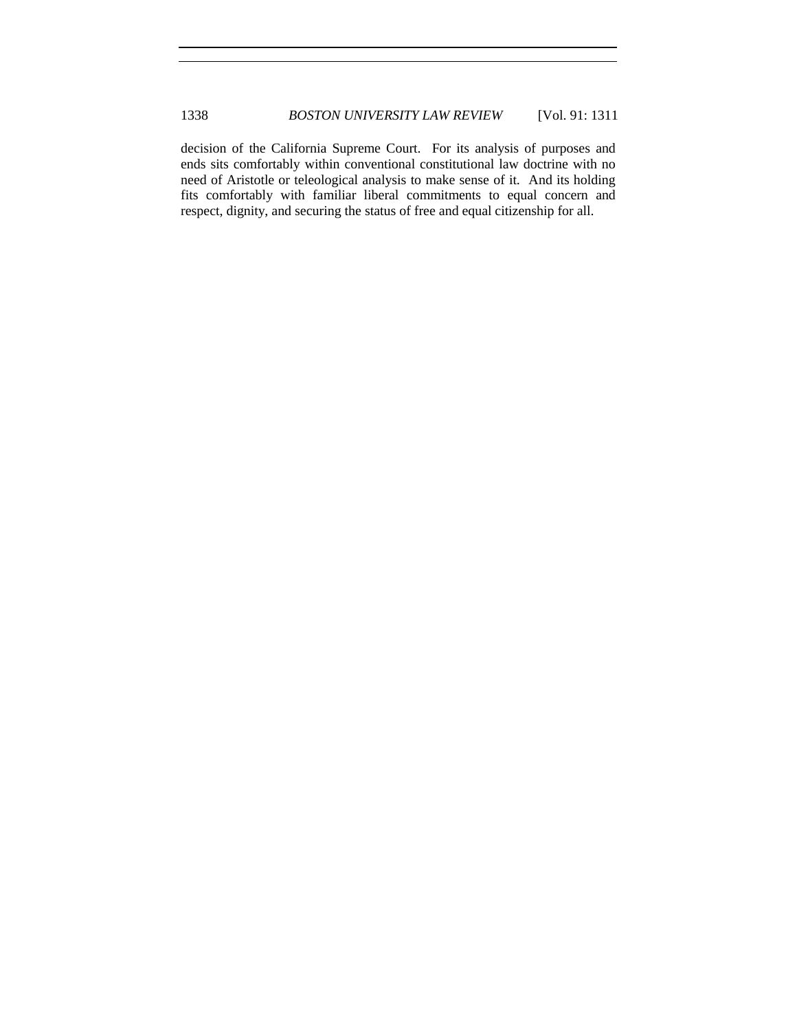decision of the California Supreme Court. For its analysis of purposes and ends sits comfortably within conventional constitutional law doctrine with no need of Aristotle or teleological analysis to make sense of it. And its holding fits comfortably with familiar liberal commitments to equal concern and respect, dignity, and securing the status of free and equal citizenship for all.